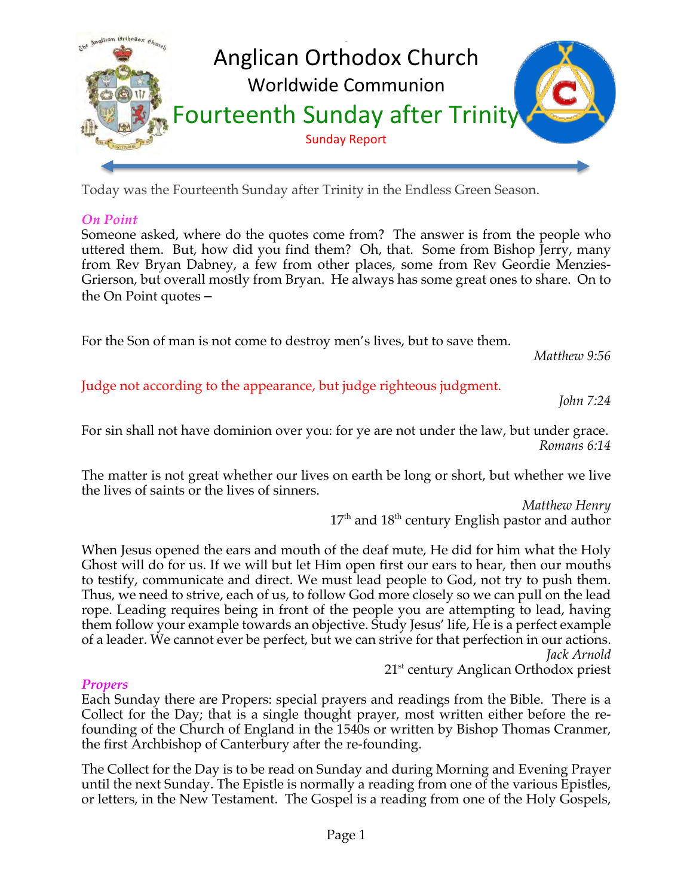# Anglican Orthodox Church

## Worldwide Communion

# Fourteenth Sunday after Trinity

Sunday Report

Today was the Fourteenth Sunday after Trinity in the Endless Green Season.

### *On Point*

Someone asked, where do the quotes come from? The answer is from the people who uttered them. But, how did you find them? Oh, that. Some from Bishop Jerry, many from Rev Bryan Dabney, a few from other places, some from Rev Geordie Menzies-Grierson, but overall mostly from Bryan. He always has some great ones to share. On to the On Point quotes –

For the Son of man is not come to destroy men's lives, but to save them.

*Matthew 9:56*

Judge not according to the appearance, but judge righteous judgment.

*John 7:24*

For sin shall not have dominion over you: for ye are not under the law, but under grace.

*Romans 6:14*

The matter is not great whether our lives on earth be long or short, but whether we live the lives of saints or the lives of sinners.

*Matthew Henry*
17th and 18th century English pastor and author

When Jesus opened the ears and mouth of the deaf mute, He did for him what the Holy Ghost will do for us. If we will but let Him open first our ears to hear, then our mouths to testify, communicate and direct. We must lead people to God, not try to push them. Thus, we need to strive, each of us, to follow God more closely so we can pull on the lead rope. Leading requires being in front of the people you are attempting to lead, having them follow your example towards an objective. Study Jesus' life, He is a perfect example of a leader. We cannot ever be perfect, but we can strive for that perfection in our actions.

*Jack Arnold*
21st century Anglican Orthodox priest

### *Propers*

Each Sunday there are Propers: special prayers and readings from the Bible. There is a Collect for the Day; that is a single thought prayer, most written either before the re-founding of the Church of England in the 1540s or written by Bishop Thomas Cranmer, the first Archbishop of Canterbury after the re-founding.

The Collect for the Day is to be read on Sunday and during Morning and Evening Prayer until the next Sunday. The Epistle is normally a reading from one of the various Epistles, or letters, in the New Testament. The Gospel is a reading from one of the Holy Gospels,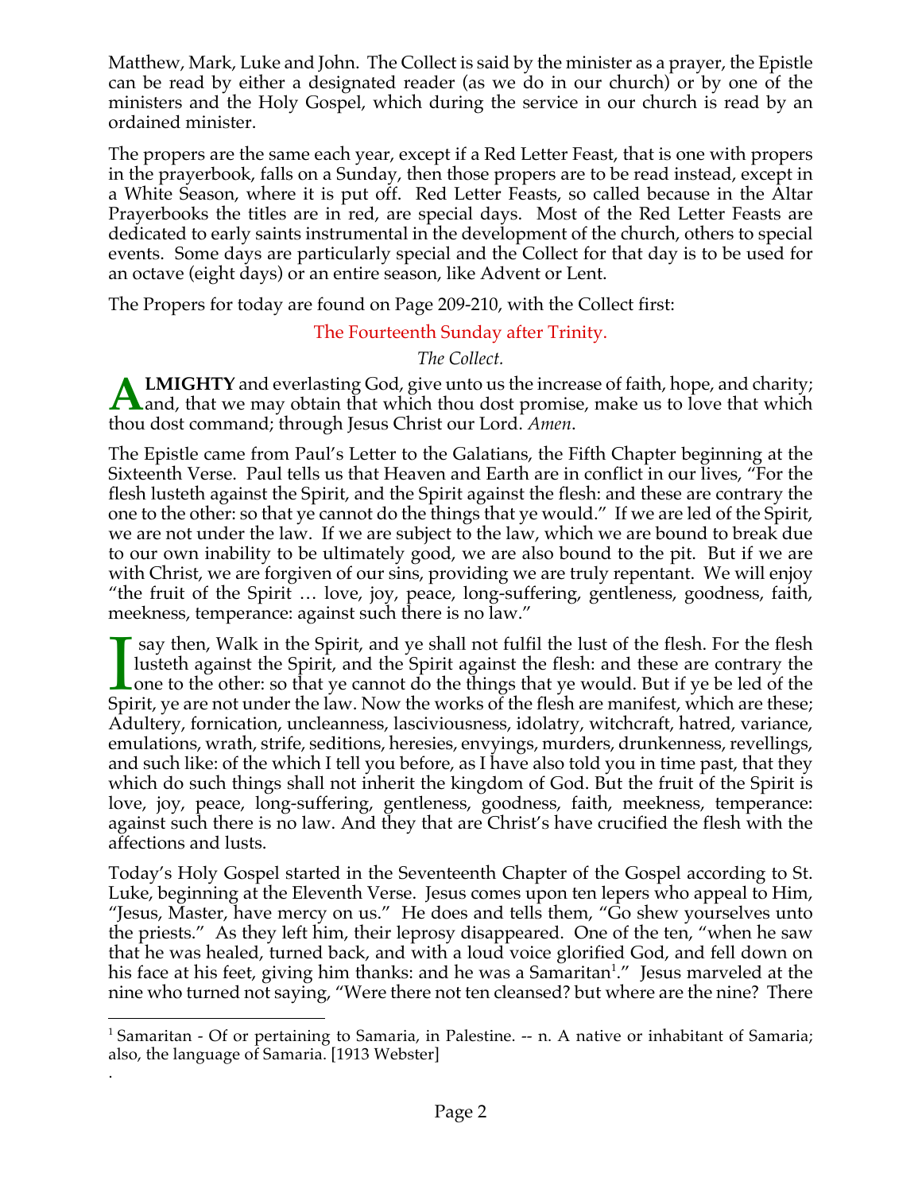Matthew, Mark, Luke and John. The Collect is said by the minister as a prayer, the Epistle can be read by either a designated reader (as we do in our church) or by one of the ministers and the Holy Gospel, which during the service in our church is read by an ordained minister.

The propers are the same each year, except if a Red Letter Feast, that is one with propers in the prayerbook, falls on a Sunday, then those propers are to be read instead, except in a White Season, where it is put off. Red Letter Feasts, so called because in the Altar Prayerbooks the titles are in red, are special days. Most of the Red Letter Feasts are dedicated to early saints instrumental in the development of the church, others to special events. Some days are particularly special and the Collect for that day is to be used for an octave (eight days) or an entire season, like Advent or Lent.

The Propers for today are found on Page 209-210, with the Collect first:

## The Fourteenth Sunday after Trinity.

*The Collect.*

**ALMIGHTY** and everlasting God, give unto us the increase of faith, hope, and charity; and, that we may obtain that which thou dost promise, make us to love that which thou dost command; through Jesus Christ our Lord. *Amen*.

The Epistle came from Paul's Letter to the Galatians, the Fifth Chapter beginning at the Sixteenth Verse. Paul tells us that Heaven and Earth are in conflict in our lives, "For the flesh lusteth against the Spirit, and the Spirit against the flesh: and these are contrary the one to the other: so that ye cannot do the things that ye would." If we are led of the Spirit, we are not under the law. If we are subject to the law, which we are bound to break due to our own inability to be ultimately good, we are also bound to the pit. But if we are with Christ, we are forgiven of our sins, providing we are truly repentant. We will enjoy "the fruit of the Spirit … love, joy, peace, long-suffering, gentleness, goodness, faith, meekness, temperance: against such there is no law."

I say then, Walk in the Spirit, and ye shall not fulfil the lust of the flesh. For the flesh lusteth against the Spirit, and the Spirit against the flesh: and these are contrary the one to the other: so that ye cannot do the things that ye would. But if ye be led of the Spirit, ye are not under the law. Now the works of the flesh are manifest, which are these; Adultery, fornication, uncleanness, lasciviousness, idolatry, witchcraft, hatred, variance, emulations, wrath, strife, seditions, heresies, envyings, murders, drunkenness, revellings, and such like: of the which I tell you before, as I have also told you in time past, that they which do such things shall not inherit the kingdom of God. But the fruit of the Spirit is love, joy, peace, long-suffering, gentleness, goodness, faith, meekness, temperance: against such there is no law. And they that are Christ's have crucified the flesh with the affections and lusts.

Today's Holy Gospel started in the Seventeenth Chapter of the Gospel according to St. Luke, beginning at the Eleventh Verse. Jesus comes upon ten lepers who appeal to Him, "Jesus, Master, have mercy on us." He does and tells them, "Go shew yourselves unto the priests." As they left him, their leprosy disappeared. One of the ten, "when he saw that he was healed, turned back, and with a loud voice glorified God, and fell down on his face at his feet, giving him thanks: and he was a Samaritan[1]." Jesus marveled at the nine who turned not saying, "Were there not ten cleansed? but where are the nine? There

---

[1] Samaritan - Of or pertaining to Samaria, in Palestine. -- n. A native or inhabitant of Samaria; also, the language of Samaria. [1913 Webster]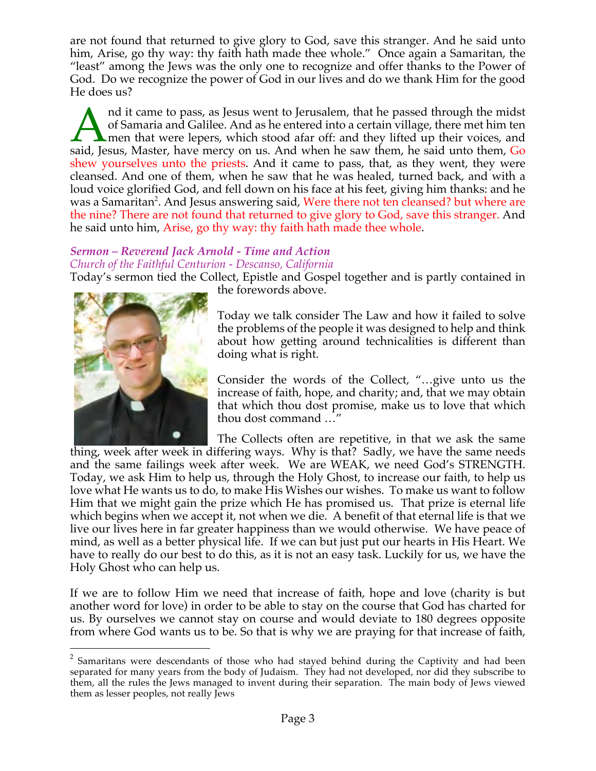are not found that returned to give glory to God, save this stranger. And he said unto him, Arise, go thy way: thy faith hath made thee whole." Once again a Samaritan, the "least" among the Jews was the only one to recognize and offer thanks to the Power of God. Do we recognize the power of God in our lives and do we thank Him for the good He does us?

And it came to pass, as Jesus went to Jerusalem, that he passed through the midst of Samaria and Galilee. And as he entered into a certain village, there met him ten men that were lepers, which stood afar off: and they lifted up their voices, and said, Jesus, Master, have mercy on us. And when he saw them, he said unto them, Go shew yourselves unto the priests. And it came to pass, that, as they went, they were cleansed. And one of them, when he saw that he was healed, turned back, and with a loud voice glorified God, and fell down on his face at his feet, giving him thanks: and he was a Samaritan[2]. And Jesus answering said, Were there not ten cleansed? but where are the nine? There are not found that returned to give glory to God, save this stranger. And he said unto him, Arise, go thy way: thy faith hath made thee whole.

### *Sermon – Reverend Jack Arnold - Time and Action*
*Church of the Faithful Centurion - Descanso, California*

Today's sermon tied the Collect, Epistle and Gospel together and is partly contained in the forewords above.

Today we talk consider The Law and how it failed to solve the problems of the people it was designed to help and think about how getting around technicalities is different than doing what is right.

Consider the words of the Collect, "…give unto us the increase of faith, hope, and charity; and, that we may obtain that which thou dost promise, make us to love that which thou dost command …"

The Collects often are repetitive, in that we ask the same thing, week after week in differing ways. Why is that? Sadly, we have the same needs and the same failings week after week. We are WEAK, we need God's STRENGTH. Today, we ask Him to help us, through the Holy Ghost, to increase our faith, to help us love what He wants us to do, to make His Wishes our wishes. To make us want to follow Him that we might gain the prize which He has promised us. That prize is eternal life which begins when we accept it, not when we die. A benefit of that eternal life is that we live our lives here in far greater happiness than we would otherwise. We have peace of mind, as well as a better physical life. If we can but just put our hearts in His Heart. We have to really do our best to do this, as it is not an easy task. Luckily for us, we have the Holy Ghost who can help us.

If we are to follow Him we need that increase of faith, hope and love (charity is but another word for love) in order to be able to stay on the course that God has charted for us. By ourselves we cannot stay on course and would deviate to 180 degrees opposite from where God wants us to be. So that is why we are praying for that increase of faith,

[2] Samaritans were descendants of those who had stayed behind during the Captivity and had been separated for many years from the body of Judaism. They had not developed, nor did they subscribe to them, all the rules the Jews managed to invent during their separation. The main body of Jews viewed them as lesser peoples, not really Jews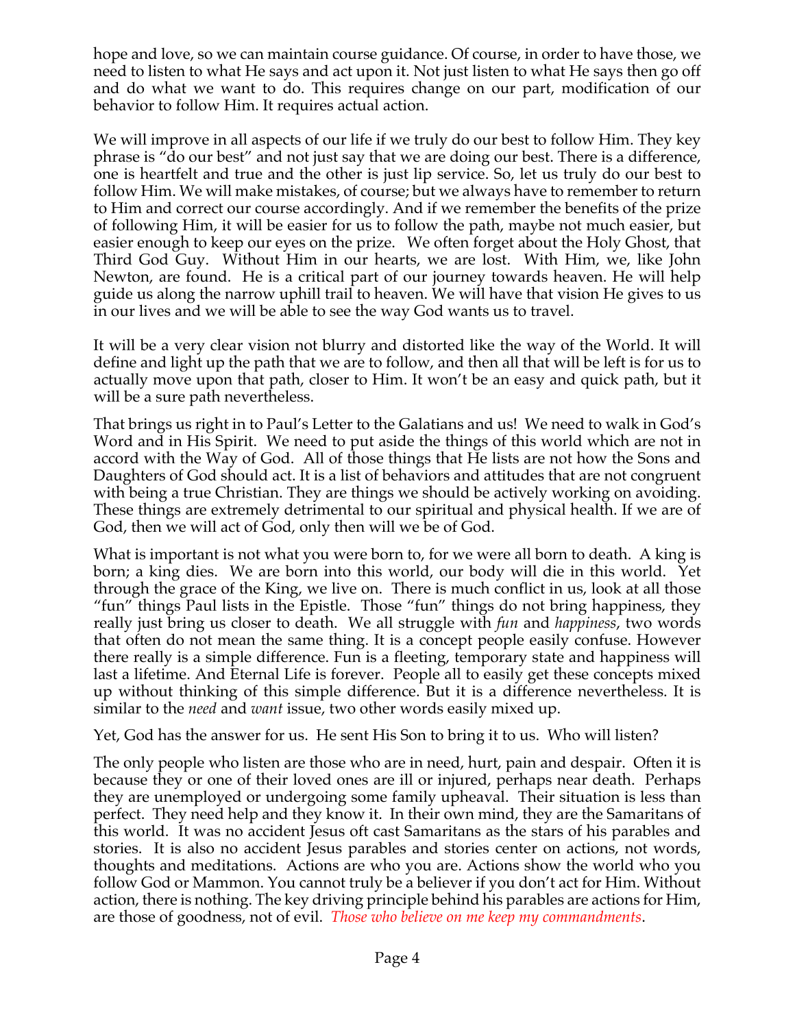hope and love, so we can maintain course guidance. Of course, in order to have those, we need to listen to what He says and act upon it. Not just listen to what He says then go off and do what we want to do. This requires change on our part, modification of our behavior to follow Him. It requires actual action.

We will improve in all aspects of our life if we truly do our best to follow Him. They key phrase is "do our best" and not just say that we are doing our best. There is a difference, one is heartfelt and true and the other is just lip service. So, let us truly do our best to follow Him. We will make mistakes, of course; but we always have to remember to return to Him and correct our course accordingly. And if we remember the benefits of the prize of following Him, it will be easier for us to follow the path, maybe not much easier, but easier enough to keep our eyes on the prize. We often forget about the Holy Ghost, that Third God Guy. Without Him in our hearts, we are lost. With Him, we, like John Newton, are found. He is a critical part of our journey towards heaven. He will help guide us along the narrow uphill trail to heaven. We will have that vision He gives to us in our lives and we will be able to see the way God wants us to travel.

It will be a very clear vision not blurry and distorted like the way of the World. It will define and light up the path that we are to follow, and then all that will be left is for us to actually move upon that path, closer to Him. It won't be an easy and quick path, but it will be a sure path nevertheless.

That brings us right in to Paul's Letter to the Galatians and us! We need to walk in God's Word and in His Spirit. We need to put aside the things of this world which are not in accord with the Way of God. All of those things that He lists are not how the Sons and Daughters of God should act. It is a list of behaviors and attitudes that are not congruent with being a true Christian. They are things we should be actively working on avoiding. These things are extremely detrimental to our spiritual and physical health. If we are of God, then we will act of God, only then will we be of God.

What is important is not what you were born to, for we were all born to death. A king is born; a king dies. We are born into this world, our body will die in this world. Yet through the grace of the King, we live on. There is much conflict in us, look at all those "fun" things Paul lists in the Epistle. Those "fun" things do not bring happiness, they really just bring us closer to death. We all struggle with *fun* and *happiness*, two words that often do not mean the same thing. It is a concept people easily confuse. However there really is a simple difference. Fun is a fleeting, temporary state and happiness will last a lifetime. And Eternal Life is forever. People all to easily get these concepts mixed up without thinking of this simple difference. But it is a difference nevertheless. It is similar to the *need* and *want* issue, two other words easily mixed up.

Yet, God has the answer for us. He sent His Son to bring it to us. Who will listen?

The only people who listen are those who are in need, hurt, pain and despair. Often it is because they or one of their loved ones are ill or injured, perhaps near death. Perhaps they are unemployed or undergoing some family upheaval. Their situation is less than perfect. They need help and they know it. In their own mind, they are the Samaritans of this world. It was no accident Jesus oft cast Samaritans as the stars of his parables and stories. It is also no accident Jesus parables and stories center on actions, not words, thoughts and meditations. Actions are who you are. Actions show the world who you follow God or Mammon. You cannot truly be a believer if you don't act for Him. Without action, there is nothing. The key driving principle behind his parables are actions for Him, are those of goodness, not of evil. *Those who believe on me keep my commandments*.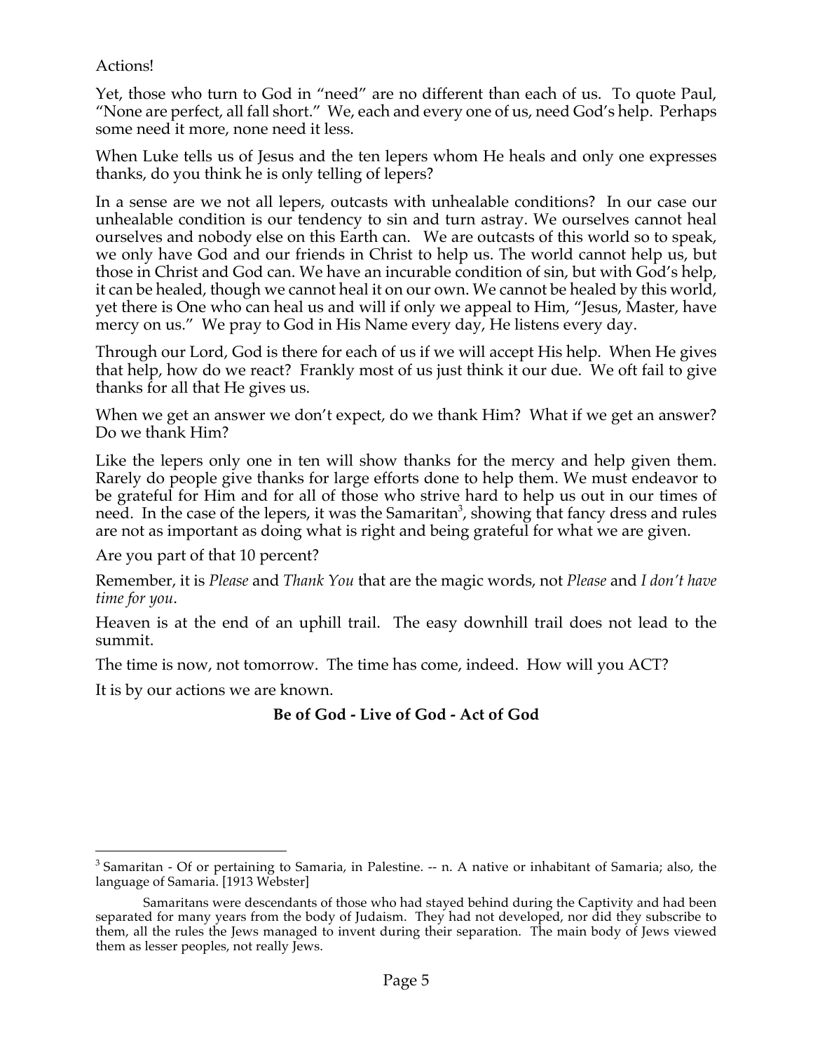Actions!

Yet, those who turn to God in "need" are no different than each of us. To quote Paul, "None are perfect, all fall short." We, each and every one of us, need God's help. Perhaps some need it more, none need it less.

When Luke tells us of Jesus and the ten lepers whom He heals and only one expresses thanks, do you think he is only telling of lepers?

In a sense are we not all lepers, outcasts with unhealable conditions? In our case our unhealable condition is our tendency to sin and turn astray. We ourselves cannot heal ourselves and nobody else on this Earth can. We are outcasts of this world so to speak, we only have God and our friends in Christ to help us. The world cannot help us, but those in Christ and God can. We have an incurable condition of sin, but with God's help, it can be healed, though we cannot heal it on our own. We cannot be healed by this world, yet there is One who can heal us and will if only we appeal to Him, "Jesus, Master, have mercy on us." We pray to God in His Name every day, He listens every day.

Through our Lord, God is there for each of us if we will accept His help. When He gives that help, how do we react? Frankly most of us just think it our due. We oft fail to give thanks for all that He gives us.

When we get an answer we don't expect, do we thank Him? What if we get an answer? Do we thank Him?

Like the lepers only one in ten will show thanks for the mercy and help given them. Rarely do people give thanks for large efforts done to help them. We must endeavor to be grateful for Him and for all of those who strive hard to help us out in our times of need. In the case of the lepers, it was the Samaritan[3], showing that fancy dress and rules are not as important as doing what is right and being grateful for what we are given.

Are you part of that 10 percent?

Remember, it is *Please* and *Thank You* that are the magic words, not *Please* and *I don't have time for you*.

Heaven is at the end of an uphill trail. The easy downhill trail does not lead to the summit.

The time is now, not tomorrow. The time has come, indeed. How will you ACT?

It is by our actions we are known.

**Be of God - Live of God - Act of God**

---

[3] Samaritan - Of or pertaining to Samaria, in Palestine. -- n. A native or inhabitant of Samaria; also, the language of Samaria. [1913 Webster]

Samaritans were descendants of those who had stayed behind during the Captivity and had been separated for many years from the body of Judaism. They had not developed, nor did they subscribe to them, all the rules the Jews managed to invent during their separation. The main body of Jews viewed them as lesser peoples, not really Jews.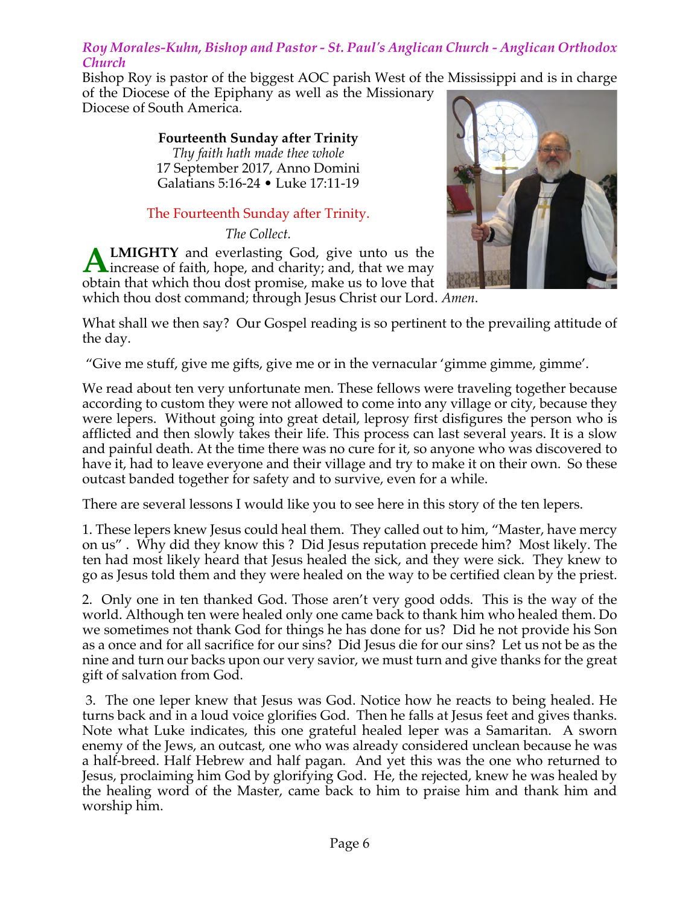*Roy Morales-Kuhn, Bishop and Pastor - St. Paul's Anglican Church - Anglican Orthodox Church*

Bishop Roy is pastor of the biggest AOC parish West of the Mississippi and is in charge of the Diocese of the Epiphany as well as the Missionary Diocese of South America.

**Fourteenth Sunday after Trinity**
*Thy faith hath made thee whole*
17 September 2017, Anno Domini
Galatians 5:16-24 • Luke 17:11-19

The Fourteenth Sunday after Trinity.

*The Collect.*

**ALMIGHTY** and everlasting God, give unto us the increase of faith, hope, and charity; and, that we may obtain that which thou dost promise, make us to love that which thou dost command; through Jesus Christ our Lord. *Amen*.

What shall we then say? Our Gospel reading is so pertinent to the prevailing attitude of the day.

"Give me stuff, give me gifts, give me or in the vernacular 'gimme gimme, gimme'.

We read about ten very unfortunate men. These fellows were traveling together because according to custom they were not allowed to come into any village or city, because they were lepers. Without going into great detail, leprosy first disfigures the person who is afflicted and then slowly takes their life. This process can last several years. It is a slow and painful death. At the time there was no cure for it, so anyone who was discovered to have it, had to leave everyone and their village and try to make it on their own. So these outcast banded together for safety and to survive, even for a while.

There are several lessons I would like you to see here in this story of the ten lepers.

1. These lepers knew Jesus could heal them. They called out to him, "Master, have mercy on us" . Why did they know this ? Did Jesus reputation precede him? Most likely. The ten had most likely heard that Jesus healed the sick, and they were sick. They knew to go as Jesus told them and they were healed on the way to be certified clean by the priest.

2. Only one in ten thanked God. Those aren't very good odds. This is the way of the world. Although ten were healed only one came back to thank him who healed them. Do we sometimes not thank God for things he has done for us? Did he not provide his Son as a once and for all sacrifice for our sins? Did Jesus die for our sins? Let us not be as the nine and turn our backs upon our very savior, we must turn and give thanks for the great gift of salvation from God.

3. The one leper knew that Jesus was God. Notice how he reacts to being healed. He turns back and in a loud voice glorifies God. Then he falls at Jesus feet and gives thanks. Note what Luke indicates, this one grateful healed leper was a Samaritan. A sworn enemy of the Jews, an outcast, one who was already considered unclean because he was a half-breed. Half Hebrew and half pagan. And yet this was the one who returned to Jesus, proclaiming him God by glorifying God. He, the rejected, knew he was healed by the healing word of the Master, came back to him to praise him and thank him and worship him.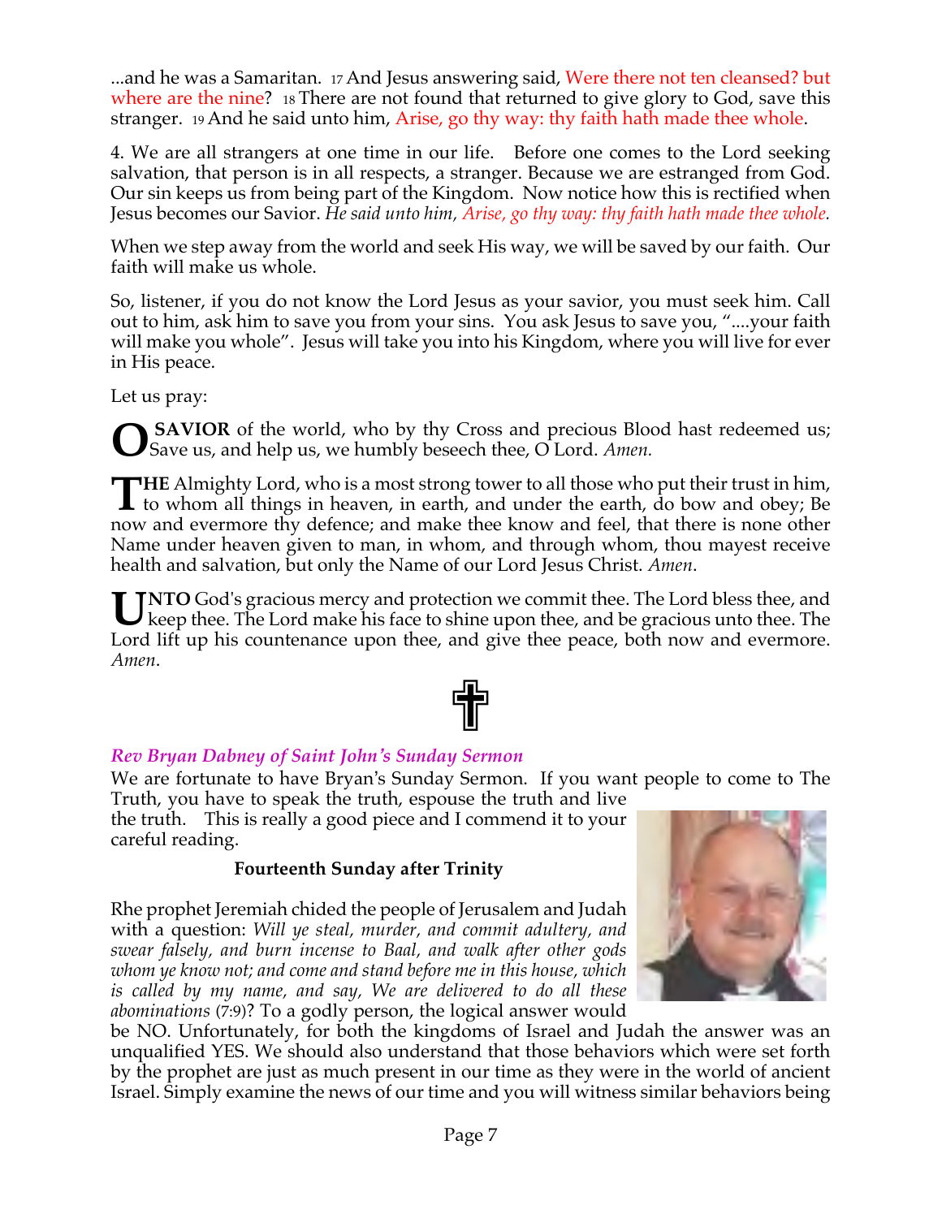...and he was a Samaritan. 17 And Jesus answering said, Were there not ten cleansed? but where are the nine? 18 There are not found that returned to give glory to God, save this stranger. 19 And he said unto him, Arise, go thy way: thy faith hath made thee whole.

4. We are all strangers at one time in our life. Before one comes to the Lord seeking salvation, that person is in all respects, a stranger. Because we are estranged from God. Our sin keeps us from being part of the Kingdom. Now notice how this is rectified when Jesus becomes our Savior. *He said unto him, Arise, go thy way: thy faith hath made thee whole.*

When we step away from the world and seek His way, we will be saved by our faith. Our faith will make us whole.

So, listener, if you do not know the Lord Jesus as your savior, you must seek him. Call out to him, ask him to save you from your sins. You ask Jesus to save you, "....your faith will make you whole". Jesus will take you into his Kingdom, where you will live for ever in His peace.

Let us pray:

**O SAVIOR** of the world, who by thy Cross and precious Blood hast redeemed us; Save us, and help us, we humbly beseech thee, O Lord. *Amen.*

**THE** Almighty Lord, who is a most strong tower to all those who put their trust in him, to whom all things in heaven, in earth, and under the earth, do bow and obey; Be now and evermore thy defence; and make thee know and feel, that there is none other Name under heaven given to man, in whom, and through whom, thou mayest receive health and salvation, but only the Name of our Lord Jesus Christ. *Amen*.

**UNTO** God's gracious mercy and protection we commit thee. The Lord bless thee, and keep thee. The Lord make his face to shine upon thee, and be gracious unto thee. The Lord lift up his countenance upon thee, and give thee peace, both now and evermore. *Amen*.

✝

### *Rev Bryan Dabney of Saint John's Sunday Sermon*

We are fortunate to have Bryan's Sunday Sermon. If you want people to come to The Truth, you have to speak the truth, espouse the truth and live the truth. This is really a good piece and I commend it to your careful reading.

**Fourteenth Sunday after Trinity**

Rhe prophet Jeremiah chided the people of Jerusalem and Judah with a question: *Will ye steal, murder, and commit adultery, and swear falsely, and burn incense to Baal, and walk after other gods whom ye know not; and come and stand before me in this house, which is called by my name, and say, We are delivered to do all these abominations* (7:9)? To a godly person, the logical answer would be NO. Unfortunately, for both the kingdoms of Israel and Judah the answer was an unqualified YES. We should also understand that those behaviors which were set forth by the prophet are just as much present in our time as they were in the world of ancient Israel. Simply examine the news of our time and you will witness similar behaviors being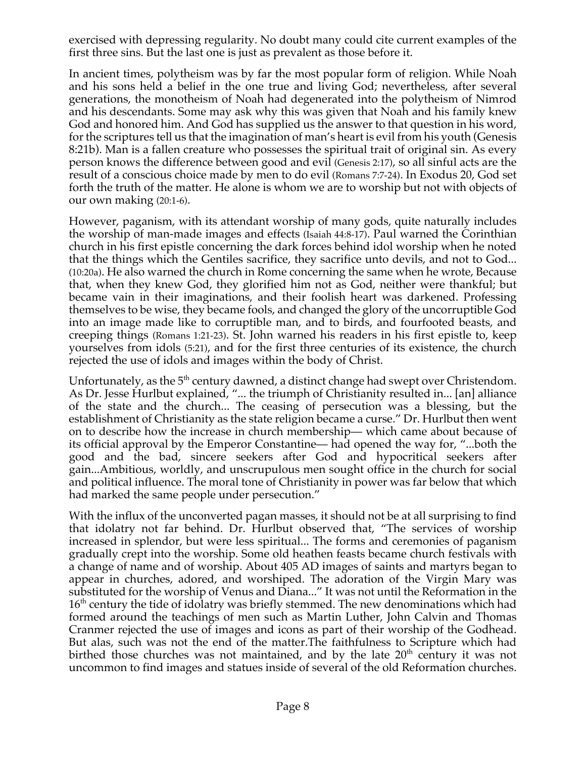exercised with depressing regularity. No doubt many could cite current examples of the first three sins. But the last one is just as prevalent as those before it.

In ancient times, polytheism was by far the most popular form of religion. While Noah and his sons held a belief in the one true and living God; nevertheless, after several generations, the monotheism of Noah had degenerated into the polytheism of Nimrod and his descendants. Some may ask why this was given that Noah and his family knew God and honored him. And God has supplied us the answer to that question in his word, for the scriptures tell us that the imagination of man's heart is evil from his youth (Genesis 8:21b). Man is a fallen creature who possesses the spiritual trait of original sin. As every person knows the difference between good and evil (Genesis 2:17), so all sinful acts are the result of a conscious choice made by men to do evil (Romans 7:7-24). In Exodus 20, God set forth the truth of the matter. He alone is whom we are to worship but not with objects of our own making (20:1-6).

However, paganism, with its attendant worship of many gods, quite naturally includes the worship of man-made images and effects (Isaiah 44:8-17). Paul warned the Corinthian church in his first epistle concerning the dark forces behind idol worship when he noted that the things which the Gentiles sacrifice, they sacrifice unto devils, and not to God... (10:20a). He also warned the church in Rome concerning the same when he wrote, Because that, when they knew God, they glorified him not as God, neither were thankful; but became vain in their imaginations, and their foolish heart was darkened. Professing themselves to be wise, they became fools, and changed the glory of the uncorruptible God into an image made like to corruptible man, and to birds, and fourfooted beasts, and creeping things (Romans 1:21-23). St. John warned his readers in his first epistle to, keep yourselves from idols (5:21), and for the first three centuries of its existence, the church rejected the use of idols and images within the body of Christ.

Unfortunately, as the 5th century dawned, a distinct change had swept over Christendom. As Dr. Jesse Hurlbut explained, "... the triumph of Christianity resulted in... [an] alliance of the state and the church... The ceasing of persecution was a blessing, but the establishment of Christianity as the state religion became a curse." Dr. Hurlbut then went on to describe how the increase in church membership— which came about because of its official approval by the Emperor Constantine— had opened the way for, "...both the good and the bad, sincere seekers after God and hypocritical seekers after gain...Ambitious, worldly, and unscrupulous men sought office in the church for social and political influence. The moral tone of Christianity in power was far below that which had marked the same people under persecution."

With the influx of the unconverted pagan masses, it should not be at all surprising to find that idolatry not far behind. Dr. Hurlbut observed that, "The services of worship increased in splendor, but were less spiritual... The forms and ceremonies of paganism gradually crept into the worship. Some old heathen feasts became church festivals with a change of name and of worship. About 405 AD images of saints and martyrs began to appear in churches, adored, and worshiped. The adoration of the Virgin Mary was substituted for the worship of Venus and Diana..." It was not until the Reformation in the 16th century the tide of idolatry was briefly stemmed. The new denominations which had formed around the teachings of men such as Martin Luther, John Calvin and Thomas Cranmer rejected the use of images and icons as part of their worship of the Godhead. But alas, such was not the end of the matter.The faithfulness to Scripture which had birthed those churches was not maintained, and by the late 20th century it was not uncommon to find images and statues inside of several of the old Reformation churches.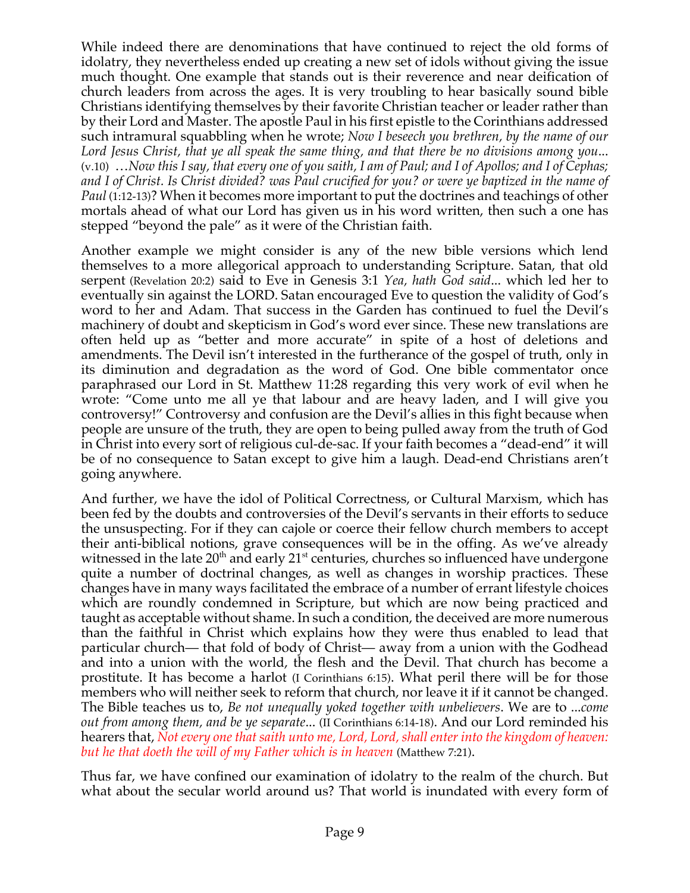While indeed there are denominations that have continued to reject the old forms of idolatry, they nevertheless ended up creating a new set of idols without giving the issue much thought. One example that stands out is their reverence and near deification of church leaders from across the ages. It is very troubling to hear basically sound bible Christians identifying themselves by their favorite Christian teacher or leader rather than by their Lord and Master. The apostle Paul in his first epistle to the Corinthians addressed such intramural squabbling when he wrote; *Now I beseech you brethren, by the name of our Lord Jesus Christ, that ye all speak the same thing, and that there be no divisions among you*... (v.10) …*Now this I say, that every one of you saith, I am of Paul; and I of Apollos; and I of Cephas; and I of Christ. Is Christ divided? was Paul crucified for you? or were ye baptized in the name of Paul* (1:12-13)? When it becomes more important to put the doctrines and teachings of other mortals ahead of what our Lord has given us in his word written, then such a one has stepped "beyond the pale" as it were of the Christian faith.

Another example we might consider is any of the new bible versions which lend themselves to a more allegorical approach to understanding Scripture. Satan, that old serpent (Revelation 20:2) said to Eve in Genesis 3:1 *Yea, hath God said*... which led her to eventually sin against the LORD. Satan encouraged Eve to question the validity of God's word to her and Adam. That success in the Garden has continued to fuel the Devil's machinery of doubt and skepticism in God's word ever since. These new translations are often held up as "better and more accurate" in spite of a host of deletions and amendments. The Devil isn't interested in the furtherance of the gospel of truth, only in its diminution and degradation as the word of God. One bible commentator once paraphrased our Lord in St. Matthew 11:28 regarding this very work of evil when he wrote: "Come unto me all ye that labour and are heavy laden, and I will give you controversy!" Controversy and confusion are the Devil's allies in this fight because when people are unsure of the truth, they are open to being pulled away from the truth of God in Christ into every sort of religious cul-de-sac. If your faith becomes a "dead-end" it will be of no consequence to Satan except to give him a laugh. Dead-end Christians aren't going anywhere.

And further, we have the idol of Political Correctness, or Cultural Marxism, which has been fed by the doubts and controversies of the Devil's servants in their efforts to seduce the unsuspecting. For if they can cajole or coerce their fellow church members to accept their anti-biblical notions, grave consequences will be in the offing. As we've already witnessed in the late 20th and early 21st centuries, churches so influenced have undergone quite a number of doctrinal changes, as well as changes in worship practices. These changes have in many ways facilitated the embrace of a number of errant lifestyle choices which are roundly condemned in Scripture, but which are now being practiced and taught as acceptable without shame. In such a condition, the deceived are more numerous than the faithful in Christ which explains how they were thus enabled to lead that particular church— that fold of body of Christ— away from a union with the Godhead and into a union with the world, the flesh and the Devil. That church has become a prostitute. It has become a harlot (I Corinthians 6:15). What peril there will be for those members who will neither seek to reform that church, nor leave it if it cannot be changed. The Bible teaches us to, *Be not unequally yoked together with unbelievers*. We are to ...*come out from among them, and be ye separate*... (II Corinthians 6:14-18). And our Lord reminded his hearers that, *Not every one that saith unto me, Lord, Lord, shall enter into the kingdom of heaven: but he that doeth the will of my Father which is in heaven* (Matthew 7:21).

Thus far, we have confined our examination of idolatry to the realm of the church. But what about the secular world around us? That world is inundated with every form of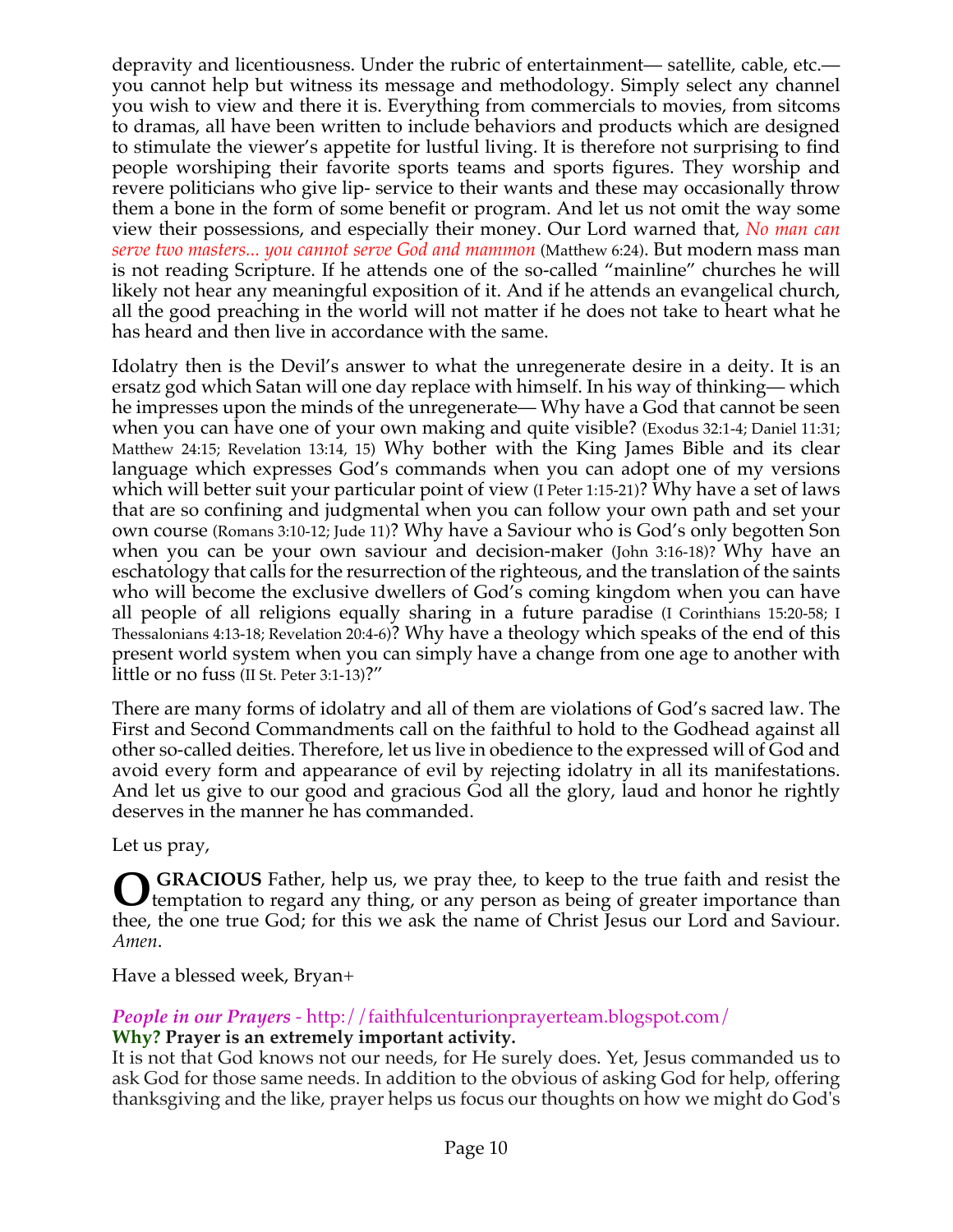depravity and licentiousness. Under the rubric of entertainment— satellite, cable, etc.— you cannot help but witness its message and methodology. Simply select any channel you wish to view and there it is. Everything from commercials to movies, from sitcoms to dramas, all have been written to include behaviors and products which are designed to stimulate the viewer's appetite for lustful living. It is therefore not surprising to find people worshiping their favorite sports teams and sports figures. They worship and revere politicians who give lip- service to their wants and these may occasionally throw them a bone in the form of some benefit or program. And let us not omit the way some view their possessions, and especially their money. Our Lord warned that, *No man can serve two masters... you cannot serve God and mammon* (Matthew 6:24). But modern mass man is not reading Scripture. If he attends one of the so-called "mainline" churches he will likely not hear any meaningful exposition of it. And if he attends an evangelical church, all the good preaching in the world will not matter if he does not take to heart what he has heard and then live in accordance with the same.

Idolatry then is the Devil's answer to what the unregenerate desire in a deity. It is an ersatz god which Satan will one day replace with himself. In his way of thinking— which he impresses upon the minds of the unregenerate— Why have a God that cannot be seen when you can have one of your own making and quite visible? (Exodus 32:1-4; Daniel 11:31; Matthew 24:15; Revelation 13:14, 15) Why bother with the King James Bible and its clear language which expresses God's commands when you can adopt one of my versions which will better suit your particular point of view (I Peter 1:15-21)? Why have a set of laws that are so confining and judgmental when you can follow your own path and set your own course (Romans 3:10-12; Jude 11)? Why have a Saviour who is God's only begotten Son when you can be your own saviour and decision-maker (John 3:16-18)? Why have an eschatology that calls for the resurrection of the righteous, and the translation of the saints who will become the exclusive dwellers of God's coming kingdom when you can have all people of all religions equally sharing in a future paradise (I Corinthians 15:20-58; I Thessalonians 4:13-18; Revelation 20:4-6)? Why have a theology which speaks of the end of this present world system when you can simply have a change from one age to another with little or no fuss (II St. Peter 3:1-13)?"

There are many forms of idolatry and all of them are violations of God's sacred law. The First and Second Commandments call on the faithful to hold to the Godhead against all other so-called deities. Therefore, let us live in obedience to the expressed will of God and avoid every form and appearance of evil by rejecting idolatry in all its manifestations. And let us give to our good and gracious God all the glory, laud and honor he rightly deserves in the manner he has commanded.

Let us pray,

**O GRACIOUS** Father, help us, we pray thee, to keep to the true faith and resist the temptation to regard any thing, or any person as being of greater importance than thee, the one true God; for this we ask the name of Christ Jesus our Lord and Saviour. *Amen*.

Have a blessed week, Bryan+

*People in our Prayers* - http://faithfulcenturionprayerteam.blogspot.com/

**Why? Prayer is an extremely important activity.**

It is not that God knows not our needs, for He surely does. Yet, Jesus commanded us to ask God for those same needs. In addition to the obvious of asking God for help, offering thanksgiving and the like, prayer helps us focus our thoughts on how we might do God's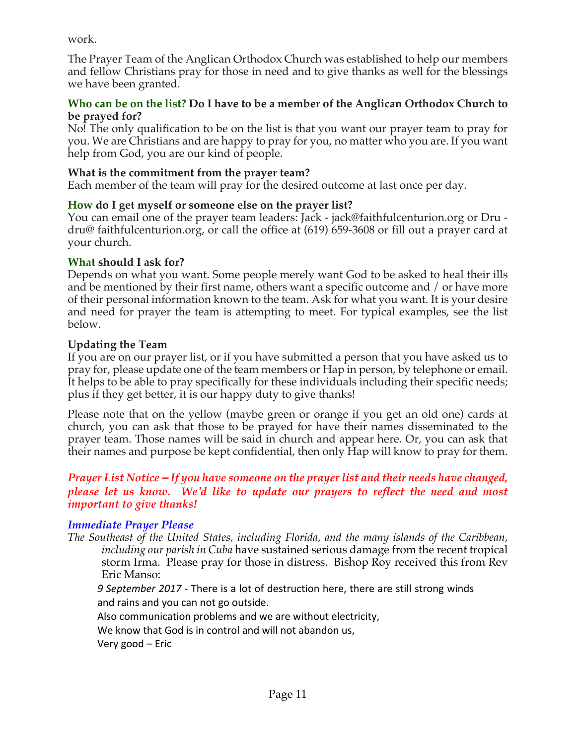work.

The Prayer Team of the Anglican Orthodox Church was established to help our members and fellow Christians pray for those in need and to give thanks as well for the blessings we have been granted.

**Who can be on the list? Do I have to be a member of the Anglican Orthodox Church to be prayed for?**
No! The only qualification to be on the list is that you want our prayer team to pray for you. We are Christians and are happy to pray for you, no matter who you are. If you want help from God, you are our kind of people.

**What is the commitment from the prayer team?**
Each member of the team will pray for the desired outcome at last once per day.

**How do I get myself or someone else on the prayer list?**
You can email one of the prayer team leaders: Jack - jack@faithfulcenturion.org or Dru - dru@ faithfulcenturion.org, or call the office at (619) 659-3608 or fill out a prayer card at your church.

**What should I ask for?**
Depends on what you want. Some people merely want God to be asked to heal their ills and be mentioned by their first name, others want a specific outcome and / or have more of their personal information known to the team. Ask for what you want. It is your desire and need for prayer the team is attempting to meet. For typical examples, see the list below.

**Updating the Team**
If you are on our prayer list, or if you have submitted a person that you have asked us to pray for, please update one of the team members or Hap in person, by telephone or email. It helps to be able to pray specifically for these individuals including their specific needs; plus if they get better, it is our happy duty to give thanks!

Please note that on the yellow (maybe green or orange if you get an old one) cards at church, you can ask that those to be prayed for have their names disseminated to the prayer team. Those names will be said in church and appear here. Or, you can ask that their names and purpose be kept confidential, then only Hap will know to pray for them.

***Prayer List Notice – If you have someone on the prayer list and their needs have changed, please let us know. We'd like to update our prayers to reflect the need and most important to give thanks!***

***Immediate Prayer Please***

*The Southeast of the United States, including Florida, and the many islands of the Caribbean, including our parish in Cuba* have sustained serious damage from the recent tropical storm Irma. Please pray for those in distress. Bishop Roy received this from Rev Eric Manso:

> *9 September 2017* - There is a lot of destruction here, there are still strong winds and rains and you can not go outside.
> Also communication problems and we are without electricity,
> We know that God is in control and will not abandon us,
> Very good – Eric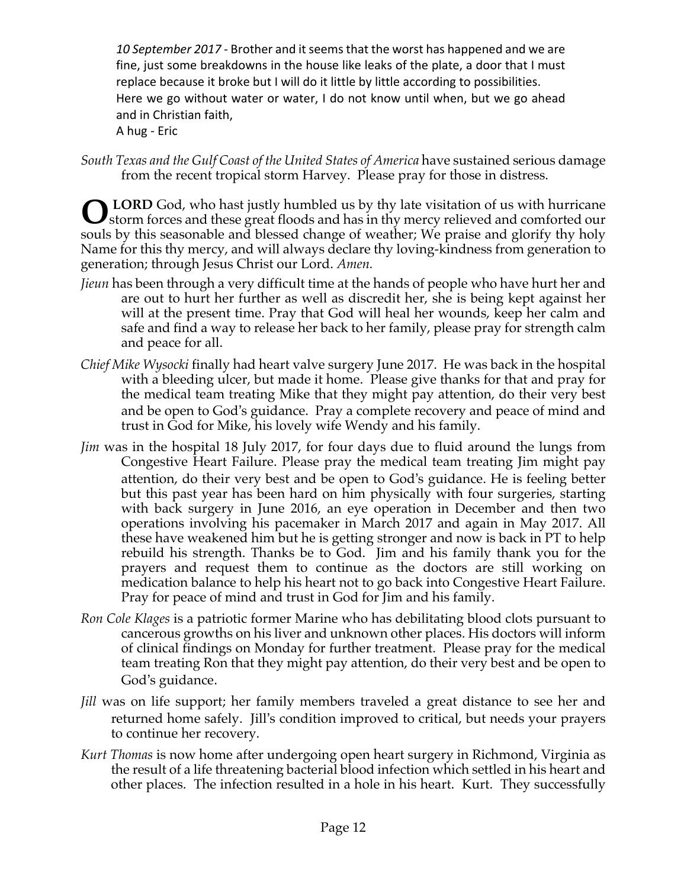*10 September 2017* - Brother and it seems that the worst has happened and we are fine, just some breakdowns in the house like leaks of the plate, a door that I must replace because it broke but I will do it little by little according to possibilities. Here we go without water or water, I do not know until when, but we go ahead and in Christian faith,
A hug - Eric

*South Texas and the Gulf Coast of the United States of America* have sustained serious damage from the recent tropical storm Harvey. Please pray for those in distress.

**O LORD** God, who hast justly humbled us by thy late visitation of us with hurricane storm forces and these great floods and has in thy mercy relieved and comforted our souls by this seasonable and blessed change of weather; We praise and glorify thy holy Name for this thy mercy, and will always declare thy loving-kindness from generation to generation; through Jesus Christ our Lord. *Amen.*

*Jieun* has been through a very difficult time at the hands of people who have hurt her and are out to hurt her further as well as discredit her, she is being kept against her will at the present time. Pray that God will heal her wounds, keep her calm and safe and find a way to release her back to her family, please pray for strength calm and peace for all.

*Chief Mike Wysocki* finally had heart valve surgery June 2017. He was back in the hospital with a bleeding ulcer, but made it home. Please give thanks for that and pray for the medical team treating Mike that they might pay attention, do their very best and be open to God's guidance. Pray a complete recovery and peace of mind and trust in God for Mike, his lovely wife Wendy and his family.

*Jim* was in the hospital 18 July 2017, for four days due to fluid around the lungs from Congestive Heart Failure. Please pray the medical team treating Jim might pay attention, do their very best and be open to God's guidance. He is feeling better but this past year has been hard on him physically with four surgeries, starting with back surgery in June 2016, an eye operation in December and then two operations involving his pacemaker in March 2017 and again in May 2017. All these have weakened him but he is getting stronger and now is back in PT to help rebuild his strength. Thanks be to God. Jim and his family thank you for the prayers and request them to continue as the doctors are still working on medication balance to help his heart not to go back into Congestive Heart Failure. Pray for peace of mind and trust in God for Jim and his family.

*Ron Cole Klages* is a patriotic former Marine who has debilitating blood clots pursuant to cancerous growths on his liver and unknown other places. His doctors will inform of clinical findings on Monday for further treatment. Please pray for the medical team treating Ron that they might pay attention, do their very best and be open to God's guidance.

*Jill* was on life support; her family members traveled a great distance to see her and returned home safely. Jill's condition improved to critical, but needs your prayers to continue her recovery.

*Kurt Thomas* is now home after undergoing open heart surgery in Richmond, Virginia as the result of a life threatening bacterial blood infection which settled in his heart and other places. The infection resulted in a hole in his heart. Kurt. They successfully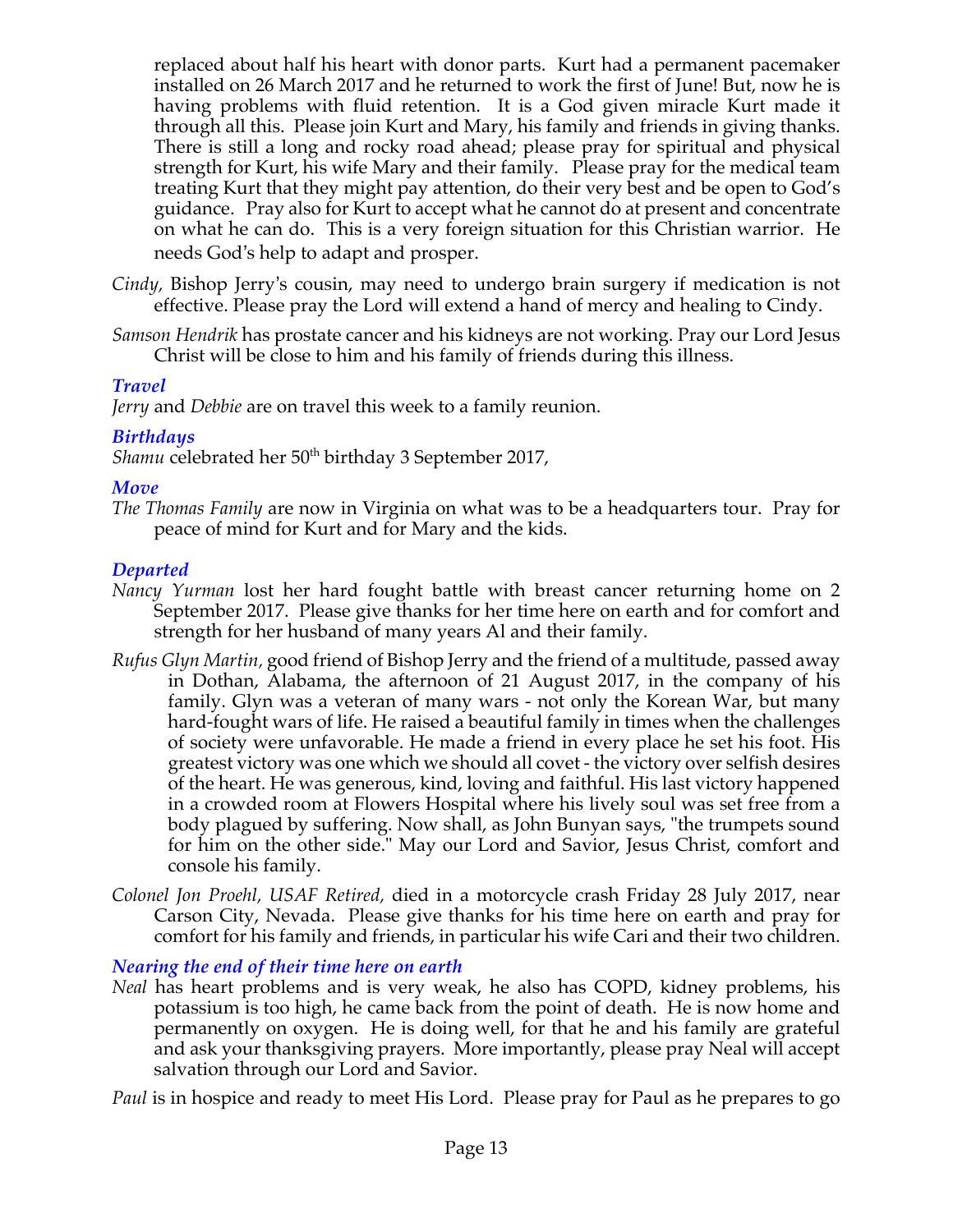replaced about half his heart with donor parts. Kurt had a permanent pacemaker installed on 26 March 2017 and he returned to work the first of June! But, now he is having problems with fluid retention. It is a God given miracle Kurt made it through all this. Please join Kurt and Mary, his family and friends in giving thanks. There is still a long and rocky road ahead; please pray for spiritual and physical strength for Kurt, his wife Mary and their family. Please pray for the medical team treating Kurt that they might pay attention, do their very best and be open to God's guidance. Pray also for Kurt to accept what he cannot do at present and concentrate on what he can do. This is a very foreign situation for this Christian warrior. He needs God's help to adapt and prosper.

*Cindy,* Bishop Jerry's cousin, may need to undergo brain surgery if medication is not effective. Please pray the Lord will extend a hand of mercy and healing to Cindy.

*Samson Hendrik* has prostate cancer and his kidneys are not working. Pray our Lord Jesus Christ will be close to him and his family of friends during this illness.

### *Travel*

*Jerry* and *Debbie* are on travel this week to a family reunion.

### *Birthdays*

*Shamu* celebrated her 50th birthday 3 September 2017,

### *Move*

*The Thomas Family* are now in Virginia on what was to be a headquarters tour. Pray for peace of mind for Kurt and for Mary and the kids.

### *Departed*

*Nancy Yurman* lost her hard fought battle with breast cancer returning home on 2 September 2017. Please give thanks for her time here on earth and for comfort and strength for her husband of many years Al and their family.

*Rufus Glyn Martin,* good friend of Bishop Jerry and the friend of a multitude, passed away in Dothan, Alabama, the afternoon of 21 August 2017, in the company of his family. Glyn was a veteran of many wars - not only the Korean War, but many hard-fought wars of life. He raised a beautiful family in times when the challenges of society were unfavorable. He made a friend in every place he set his foot. His greatest victory was one which we should all covet - the victory over selfish desires of the heart. He was generous, kind, loving and faithful. His last victory happened in a crowded room at Flowers Hospital where his lively soul was set free from a body plagued by suffering. Now shall, as John Bunyan says, "the trumpets sound for him on the other side." May our Lord and Savior, Jesus Christ, comfort and console his family.

*Colonel Jon Proehl, USAF Retired,* died in a motorcycle crash Friday 28 July 2017, near Carson City, Nevada. Please give thanks for his time here on earth and pray for comfort for his family and friends, in particular his wife Cari and their two children.

### *Nearing the end of their time here on earth*

*Neal* has heart problems and is very weak, he also has COPD, kidney problems, his potassium is too high, he came back from the point of death. He is now home and permanently on oxygen. He is doing well, for that he and his family are grateful and ask your thanksgiving prayers. More importantly, please pray Neal will accept salvation through our Lord and Savior.

*Paul* is in hospice and ready to meet His Lord. Please pray for Paul as he prepares to go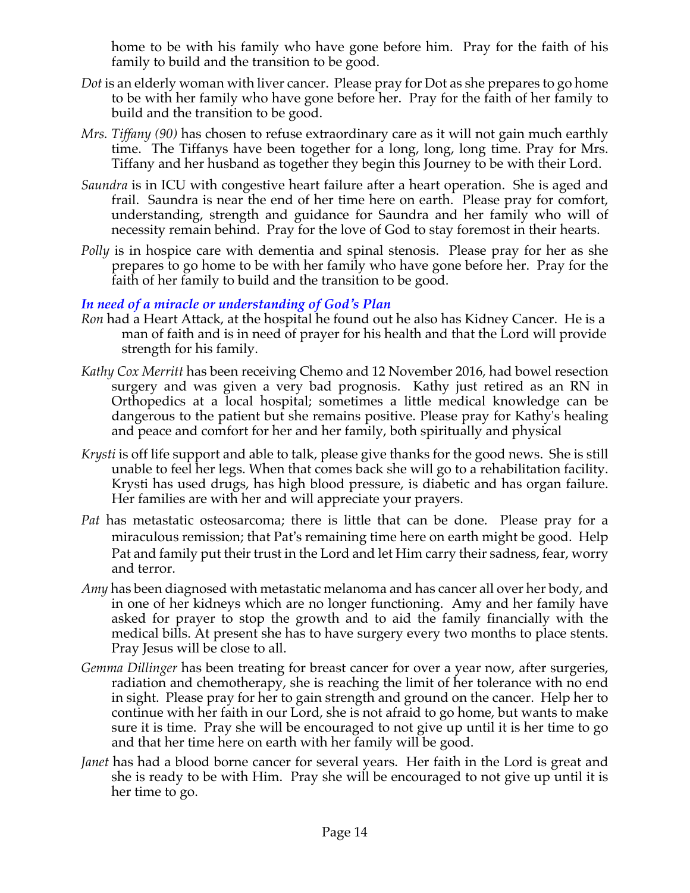home to be with his family who have gone before him. Pray for the faith of his family to build and the transition to be good.

*Dot* is an elderly woman with liver cancer. Please pray for Dot as she prepares to go home to be with her family who have gone before her. Pray for the faith of her family to build and the transition to be good.

*Mrs. Tiffany (90)* has chosen to refuse extraordinary care as it will not gain much earthly time. The Tiffanys have been together for a long, long, long time. Pray for Mrs. Tiffany and her husband as together they begin this Journey to be with their Lord.

*Saundra* is in ICU with congestive heart failure after a heart operation. She is aged and frail. Saundra is near the end of her time here on earth. Please pray for comfort, understanding, strength and guidance for Saundra and her family who will of necessity remain behind. Pray for the love of God to stay foremost in their hearts.

*Polly* is in hospice care with dementia and spinal stenosis. Please pray for her as she prepares to go home to be with her family who have gone before her. Pray for the faith of her family to build and the transition to be good.

### *In need of a miracle or understanding of God's Plan*

*Ron* had a Heart Attack, at the hospital he found out he also has Kidney Cancer. He is a man of faith and is in need of prayer for his health and that the Lord will provide strength for his family.

*Kathy Cox Merritt* has been receiving Chemo and 12 November 2016, had bowel resection surgery and was given a very bad prognosis. Kathy just retired as an RN in Orthopedics at a local hospital; sometimes a little medical knowledge can be dangerous to the patient but she remains positive. Please pray for Kathy's healing and peace and comfort for her and her family, both spiritually and physical

*Krysti* is off life support and able to talk, please give thanks for the good news. She is still unable to feel her legs. When that comes back she will go to a rehabilitation facility. Krysti has used drugs, has high blood pressure, is diabetic and has organ failure. Her families are with her and will appreciate your prayers.

*Pat* has metastatic osteosarcoma; there is little that can be done. Please pray for a miraculous remission; that Pat's remaining time here on earth might be good. Help Pat and family put their trust in the Lord and let Him carry their sadness, fear, worry and terror.

*Amy* has been diagnosed with metastatic melanoma and has cancer all over her body, and in one of her kidneys which are no longer functioning. Amy and her family have asked for prayer to stop the growth and to aid the family financially with the medical bills. At present she has to have surgery every two months to place stents. Pray Jesus will be close to all.

*Gemma Dillinger* has been treating for breast cancer for over a year now, after surgeries, radiation and chemotherapy, she is reaching the limit of her tolerance with no end in sight. Please pray for her to gain strength and ground on the cancer. Help her to continue with her faith in our Lord, she is not afraid to go home, but wants to make sure it is time. Pray she will be encouraged to not give up until it is her time to go and that her time here on earth with her family will be good.

*Janet* has had a blood borne cancer for several years. Her faith in the Lord is great and she is ready to be with Him. Pray she will be encouraged to not give up until it is her time to go.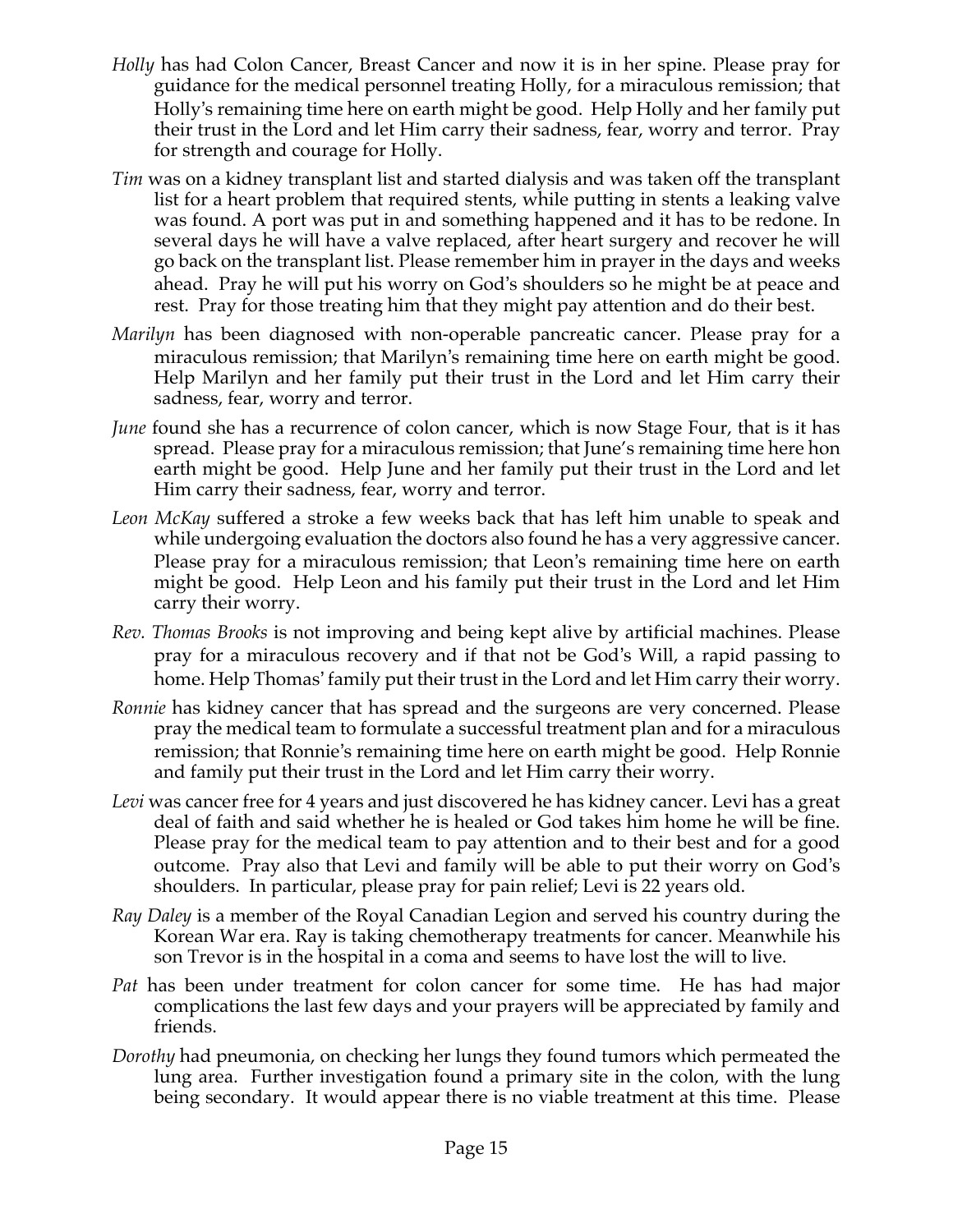*Holly* has had Colon Cancer, Breast Cancer and now it is in her spine. Please pray for guidance for the medical personnel treating Holly, for a miraculous remission; that Holly's remaining time here on earth might be good. Help Holly and her family put their trust in the Lord and let Him carry their sadness, fear, worry and terror. Pray for strength and courage for Holly.

*Tim* was on a kidney transplant list and started dialysis and was taken off the transplant list for a heart problem that required stents, while putting in stents a leaking valve was found. A port was put in and something happened and it has to be redone. In several days he will have a valve replaced, after heart surgery and recover he will go back on the transplant list. Please remember him in prayer in the days and weeks ahead. Pray he will put his worry on God's shoulders so he might be at peace and rest. Pray for those treating him that they might pay attention and do their best.

*Marilyn* has been diagnosed with non-operable pancreatic cancer. Please pray for a miraculous remission; that Marilyn's remaining time here on earth might be good. Help Marilyn and her family put their trust in the Lord and let Him carry their sadness, fear, worry and terror.

*June* found she has a recurrence of colon cancer, which is now Stage Four, that is it has spread. Please pray for a miraculous remission; that June's remaining time here hon earth might be good. Help June and her family put their trust in the Lord and let Him carry their sadness, fear, worry and terror.

*Leon McKay* suffered a stroke a few weeks back that has left him unable to speak and while undergoing evaluation the doctors also found he has a very aggressive cancer. Please pray for a miraculous remission; that Leon's remaining time here on earth might be good. Help Leon and his family put their trust in the Lord and let Him carry their worry.

*Rev. Thomas Brooks* is not improving and being kept alive by artificial machines. Please pray for a miraculous recovery and if that not be God's Will, a rapid passing to home. Help Thomas' family put their trust in the Lord and let Him carry their worry.

*Ronnie* has kidney cancer that has spread and the surgeons are very concerned. Please pray the medical team to formulate a successful treatment plan and for a miraculous remission; that Ronnie's remaining time here on earth might be good. Help Ronnie and family put their trust in the Lord and let Him carry their worry.

*Levi* was cancer free for 4 years and just discovered he has kidney cancer. Levi has a great deal of faith and said whether he is healed or God takes him home he will be fine. Please pray for the medical team to pay attention and to their best and for a good outcome. Pray also that Levi and family will be able to put their worry on God's shoulders. In particular, please pray for pain relief; Levi is 22 years old.

*Ray Daley* is a member of the Royal Canadian Legion and served his country during the Korean War era. Ray is taking chemotherapy treatments for cancer. Meanwhile his son Trevor is in the hospital in a coma and seems to have lost the will to live.

*Pat* has been under treatment for colon cancer for some time. He has had major complications the last few days and your prayers will be appreciated by family and friends.

*Dorothy* had pneumonia, on checking her lungs they found tumors which permeated the lung area. Further investigation found a primary site in the colon, with the lung being secondary. It would appear there is no viable treatment at this time. Please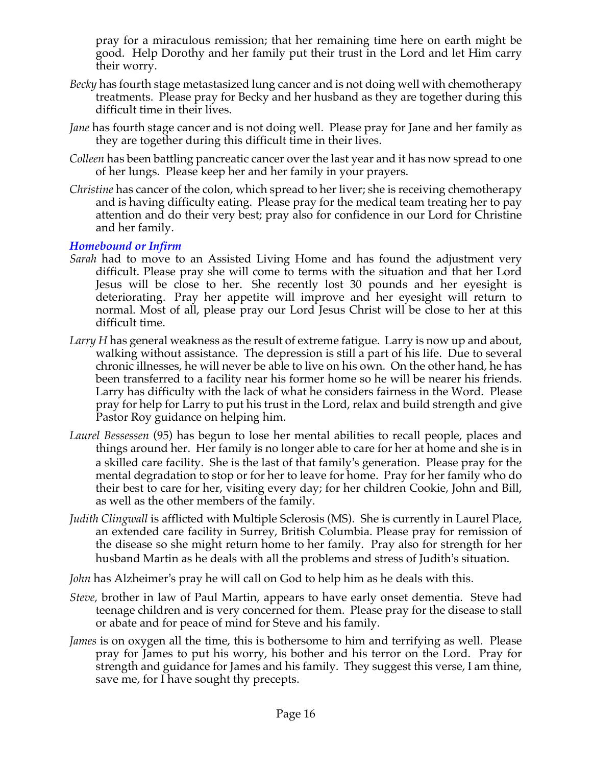pray for a miraculous remission; that her remaining time here on earth might be good. Help Dorothy and her family put their trust in the Lord and let Him carry their worry.

*Becky* has fourth stage metastasized lung cancer and is not doing well with chemotherapy treatments. Please pray for Becky and her husband as they are together during this difficult time in their lives.

*Jane* has fourth stage cancer and is not doing well. Please pray for Jane and her family as they are together during this difficult time in their lives.

*Colleen* has been battling pancreatic cancer over the last year and it has now spread to one of her lungs. Please keep her and her family in your prayers.

*Christine* has cancer of the colon, which spread to her liver; she is receiving chemotherapy and is having difficulty eating. Please pray for the medical team treating her to pay attention and do their very best; pray also for confidence in our Lord for Christine and her family.

### *Homebound or Infirm*

*Sarah* had to move to an Assisted Living Home and has found the adjustment very difficult. Please pray she will come to terms with the situation and that her Lord Jesus will be close to her. She recently lost 30 pounds and her eyesight is deteriorating. Pray her appetite will improve and her eyesight will return to normal. Most of all, please pray our Lord Jesus Christ will be close to her at this difficult time.

*Larry H* has general weakness as the result of extreme fatigue. Larry is now up and about, walking without assistance. The depression is still a part of his life. Due to several chronic illnesses, he will never be able to live on his own. On the other hand, he has been transferred to a facility near his former home so he will be nearer his friends. Larry has difficulty with the lack of what he considers fairness in the Word. Please pray for help for Larry to put his trust in the Lord, relax and build strength and give Pastor Roy guidance on helping him.

*Laurel Bessessen* (95) has begun to lose her mental abilities to recall people, places and things around her. Her family is no longer able to care for her at home and she is in a skilled care facility. She is the last of that family's generation. Please pray for the mental degradation to stop or for her to leave for home. Pray for her family who do their best to care for her, visiting every day; for her children Cookie, John and Bill, as well as the other members of the family.

*Judith Clingwall* is afflicted with Multiple Sclerosis (MS). She is currently in Laurel Place, an extended care facility in Surrey, British Columbia. Please pray for remission of the disease so she might return home to her family. Pray also for strength for her husband Martin as he deals with all the problems and stress of Judith's situation.

*John* has Alzheimer's pray he will call on God to help him as he deals with this.

*Steve,* brother in law of Paul Martin, appears to have early onset dementia. Steve had teenage children and is very concerned for them. Please pray for the disease to stall or abate and for peace of mind for Steve and his family.

*James* is on oxygen all the time, this is bothersome to him and terrifying as well. Please pray for James to put his worry, his bother and his terror on the Lord. Pray for strength and guidance for James and his family. They suggest this verse, I am thine, save me, for I have sought thy precepts.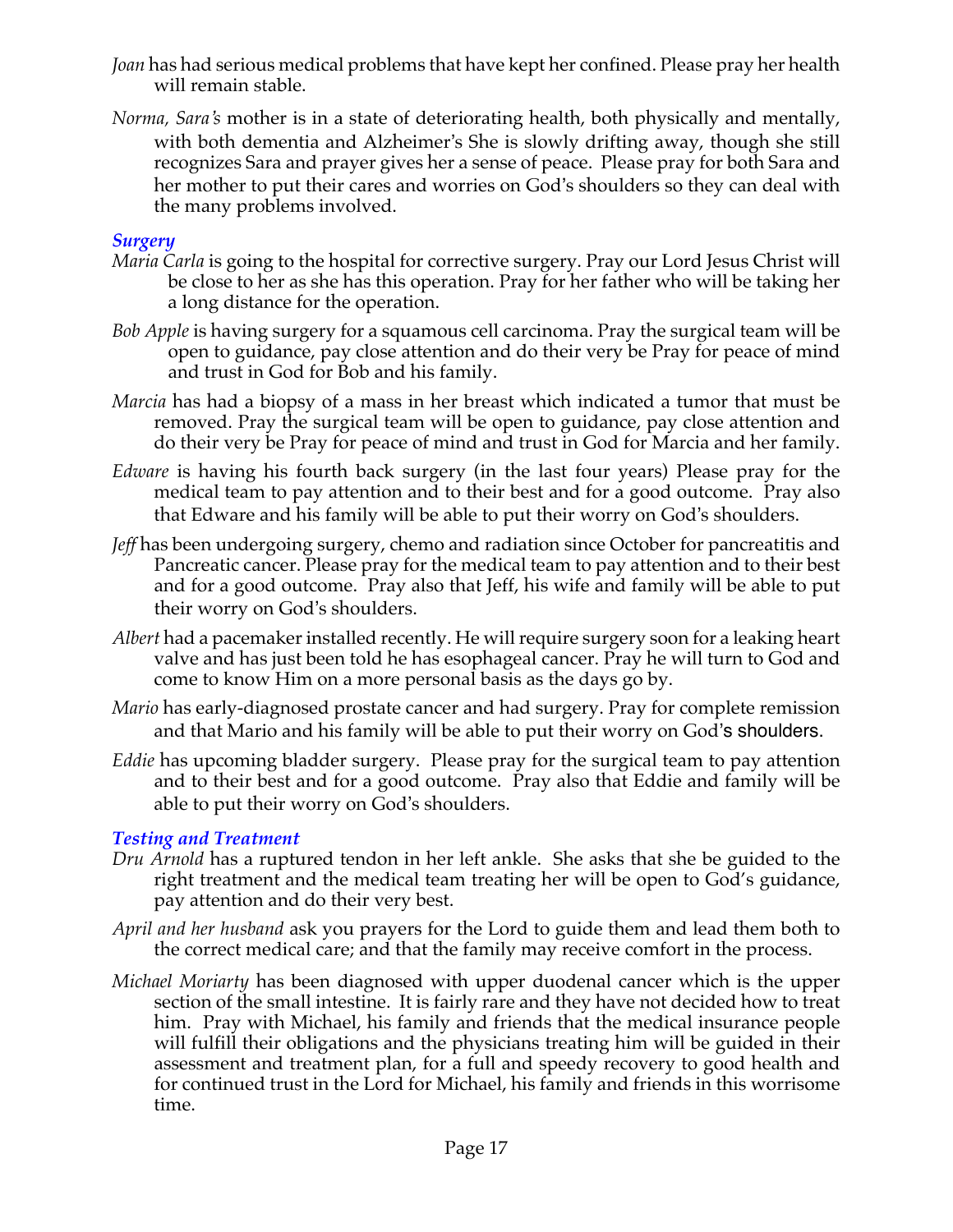*Joan* has had serious medical problems that have kept her confined. Please pray her health will remain stable.

*Norma, Sara's* mother is in a state of deteriorating health, both physically and mentally, with both dementia and Alzheimer's She is slowly drifting away, though she still recognizes Sara and prayer gives her a sense of peace. Please pray for both Sara and her mother to put their cares and worries on God's shoulders so they can deal with the many problems involved.

### *Surgery*

*Maria Carla* is going to the hospital for corrective surgery. Pray our Lord Jesus Christ will be close to her as she has this operation. Pray for her father who will be taking her a long distance for the operation.

*Bob Apple* is having surgery for a squamous cell carcinoma. Pray the surgical team will be open to guidance, pay close attention and do their very be Pray for peace of mind and trust in God for Bob and his family.

*Marcia* has had a biopsy of a mass in her breast which indicated a tumor that must be removed. Pray the surgical team will be open to guidance, pay close attention and do their very be Pray for peace of mind and trust in God for Marcia and her family.

*Edware* is having his fourth back surgery (in the last four years) Please pray for the medical team to pay attention and to their best and for a good outcome. Pray also that Edware and his family will be able to put their worry on God's shoulders.

*Jeff* has been undergoing surgery, chemo and radiation since October for pancreatitis and Pancreatic cancer. Please pray for the medical team to pay attention and to their best and for a good outcome. Pray also that Jeff, his wife and family will be able to put their worry on God's shoulders.

*Albert* had a pacemaker installed recently. He will require surgery soon for a leaking heart valve and has just been told he has esophageal cancer. Pray he will turn to God and come to know Him on a more personal basis as the days go by.

*Mario* has early-diagnosed prostate cancer and had surgery. Pray for complete remission and that Mario and his family will be able to put their worry on God's shoulders.

*Eddie* has upcoming bladder surgery. Please pray for the surgical team to pay attention and to their best and for a good outcome. Pray also that Eddie and family will be able to put their worry on God's shoulders.

### *Testing and Treatment*

*Dru Arnold* has a ruptured tendon in her left ankle. She asks that she be guided to the right treatment and the medical team treating her will be open to God's guidance, pay attention and do their very best.

*April and her husband* ask you prayers for the Lord to guide them and lead them both to the correct medical care; and that the family may receive comfort in the process.

*Michael Moriarty* has been diagnosed with upper duodenal cancer which is the upper section of the small intestine. It is fairly rare and they have not decided how to treat him. Pray with Michael, his family and friends that the medical insurance people will fulfill their obligations and the physicians treating him will be guided in their assessment and treatment plan, for a full and speedy recovery to good health and for continued trust in the Lord for Michael, his family and friends in this worrisome time.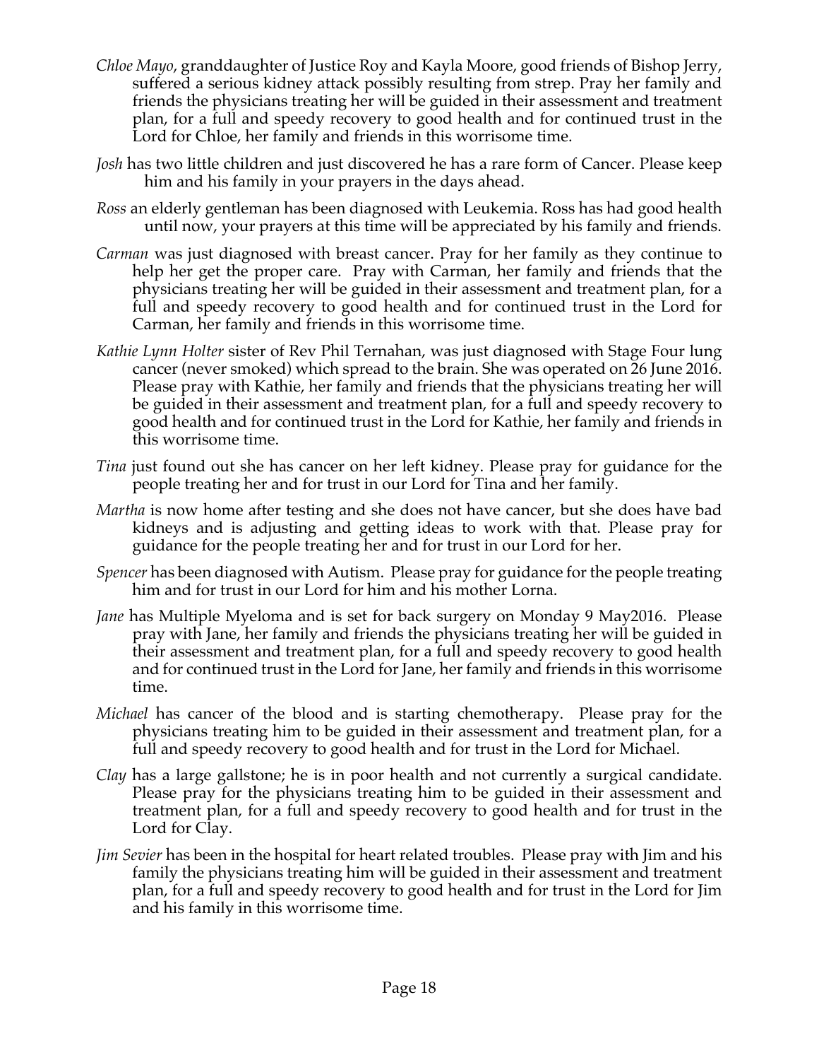*Chloe Mayo*, granddaughter of Justice Roy and Kayla Moore, good friends of Bishop Jerry, suffered a serious kidney attack possibly resulting from strep. Pray her family and friends the physicians treating her will be guided in their assessment and treatment plan, for a full and speedy recovery to good health and for continued trust in the Lord for Chloe, her family and friends in this worrisome time.

*Josh* has two little children and just discovered he has a rare form of Cancer. Please keep him and his family in your prayers in the days ahead.

*Ross* an elderly gentleman has been diagnosed with Leukemia. Ross has had good health until now, your prayers at this time will be appreciated by his family and friends.

*Carman* was just diagnosed with breast cancer. Pray for her family as they continue to help her get the proper care. Pray with Carman, her family and friends that the physicians treating her will be guided in their assessment and treatment plan, for a full and speedy recovery to good health and for continued trust in the Lord for Carman, her family and friends in this worrisome time.

*Kathie Lynn Holter* sister of Rev Phil Ternahan, was just diagnosed with Stage Four lung cancer (never smoked) which spread to the brain. She was operated on 26 June 2016. Please pray with Kathie, her family and friends that the physicians treating her will be guided in their assessment and treatment plan, for a full and speedy recovery to good health and for continued trust in the Lord for Kathie, her family and friends in this worrisome time.

*Tina* just found out she has cancer on her left kidney. Please pray for guidance for the people treating her and for trust in our Lord for Tina and her family.

*Martha* is now home after testing and she does not have cancer, but she does have bad kidneys and is adjusting and getting ideas to work with that. Please pray for guidance for the people treating her and for trust in our Lord for her.

*Spencer* has been diagnosed with Autism. Please pray for guidance for the people treating him and for trust in our Lord for him and his mother Lorna.

*Jane* has Multiple Myeloma and is set for back surgery on Monday 9 May2016. Please pray with Jane, her family and friends the physicians treating her will be guided in their assessment and treatment plan, for a full and speedy recovery to good health and for continued trust in the Lord for Jane, her family and friends in this worrisome time.

*Michael* has cancer of the blood and is starting chemotherapy. Please pray for the physicians treating him to be guided in their assessment and treatment plan, for a full and speedy recovery to good health and for trust in the Lord for Michael.

*Clay* has a large gallstone; he is in poor health and not currently a surgical candidate. Please pray for the physicians treating him to be guided in their assessment and treatment plan, for a full and speedy recovery to good health and for trust in the Lord for Clay.

*Jim Sevier* has been in the hospital for heart related troubles. Please pray with Jim and his family the physicians treating him will be guided in their assessment and treatment plan, for a full and speedy recovery to good health and for trust in the Lord for Jim and his family in this worrisome time.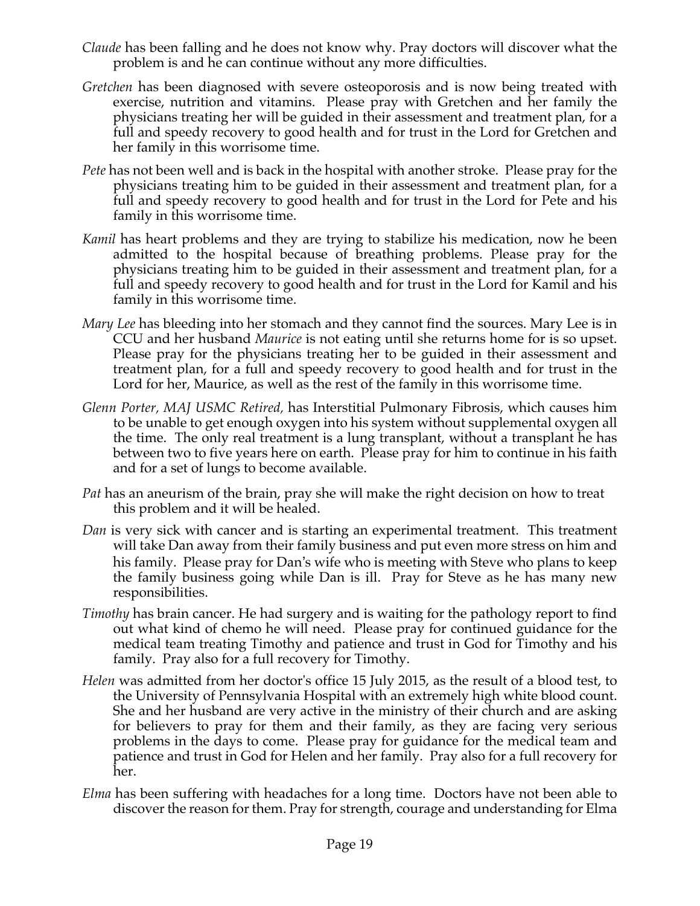*Claude* has been falling and he does not know why. Pray doctors will discover what the problem is and he can continue without any more difficulties.

*Gretchen* has been diagnosed with severe osteoporosis and is now being treated with exercise, nutrition and vitamins. Please pray with Gretchen and her family the physicians treating her will be guided in their assessment and treatment plan, for a full and speedy recovery to good health and for trust in the Lord for Gretchen and her family in this worrisome time.

*Pete* has not been well and is back in the hospital with another stroke. Please pray for the physicians treating him to be guided in their assessment and treatment plan, for a full and speedy recovery to good health and for trust in the Lord for Pete and his family in this worrisome time.

*Kamil* has heart problems and they are trying to stabilize his medication, now he been admitted to the hospital because of breathing problems. Please pray for the physicians treating him to be guided in their assessment and treatment plan, for a full and speedy recovery to good health and for trust in the Lord for Kamil and his family in this worrisome time.

*Mary Lee* has bleeding into her stomach and they cannot find the sources. Mary Lee is in CCU and her husband *Maurice* is not eating until she returns home for is so upset. Please pray for the physicians treating her to be guided in their assessment and treatment plan, for a full and speedy recovery to good health and for trust in the Lord for her, Maurice, as well as the rest of the family in this worrisome time.

*Glenn Porter, MAJ USMC Retired,* has Interstitial Pulmonary Fibrosis, which causes him to be unable to get enough oxygen into his system without supplemental oxygen all the time. The only real treatment is a lung transplant, without a transplant he has between two to five years here on earth. Please pray for him to continue in his faith and for a set of lungs to become available.

*Pat* has an aneurism of the brain, pray she will make the right decision on how to treat this problem and it will be healed.

*Dan* is very sick with cancer and is starting an experimental treatment. This treatment will take Dan away from their family business and put even more stress on him and his family. Please pray for Dan's wife who is meeting with Steve who plans to keep the family business going while Dan is ill. Pray for Steve as he has many new responsibilities.

*Timothy* has brain cancer. He had surgery and is waiting for the pathology report to find out what kind of chemo he will need. Please pray for continued guidance for the medical team treating Timothy and patience and trust in God for Timothy and his family. Pray also for a full recovery for Timothy.

*Helen* was admitted from her doctor's office 15 July 2015, as the result of a blood test, to the University of Pennsylvania Hospital with an extremely high white blood count. She and her husband are very active in the ministry of their church and are asking for believers to pray for them and their family, as they are facing very serious problems in the days to come. Please pray for guidance for the medical team and patience and trust in God for Helen and her family. Pray also for a full recovery for her.

*Elma* has been suffering with headaches for a long time. Doctors have not been able to discover the reason for them. Pray for strength, courage and understanding for Elma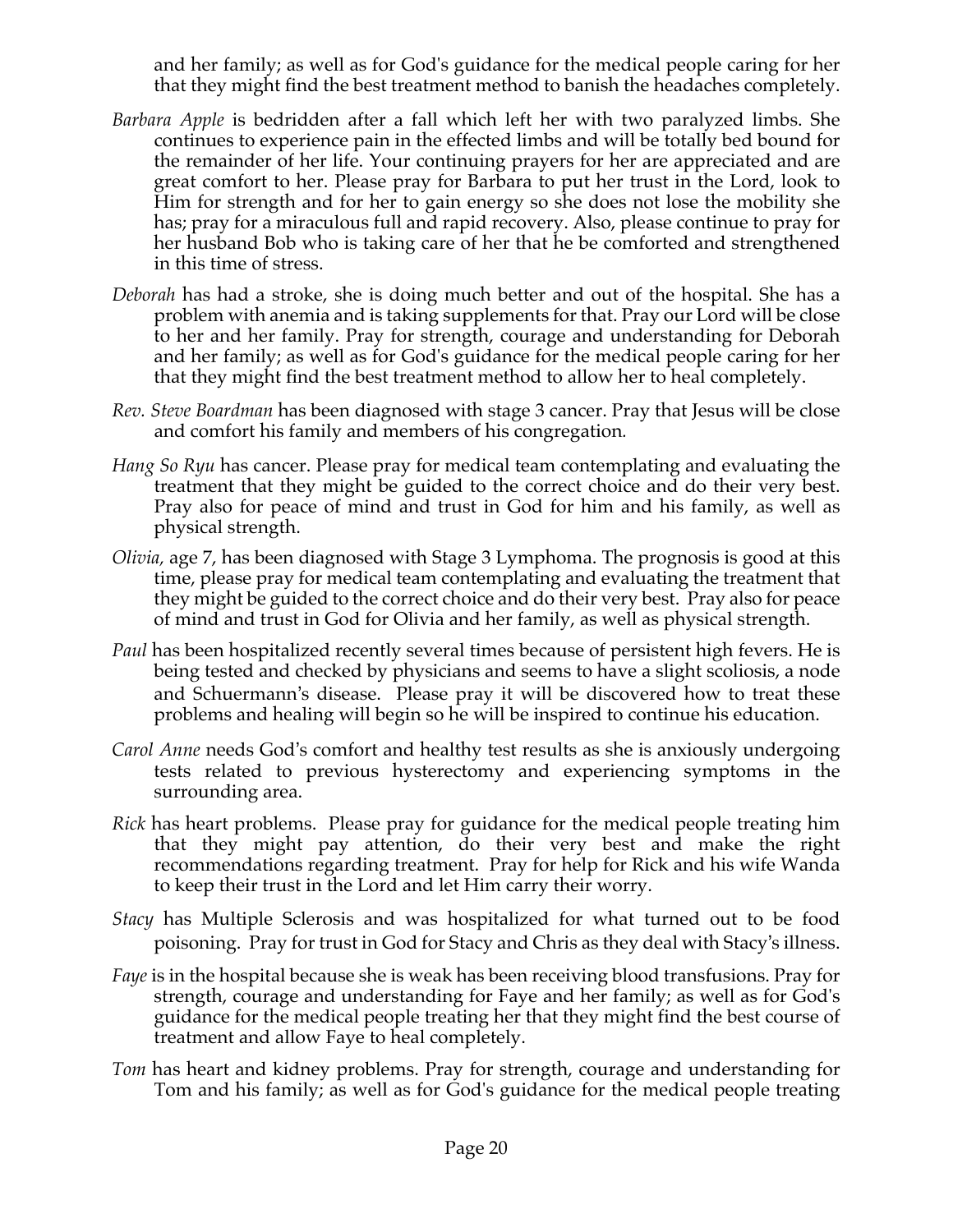and her family; as well as for God's guidance for the medical people caring for her that they might find the best treatment method to banish the headaches completely.

*Barbara Apple* is bedridden after a fall which left her with two paralyzed limbs. She continues to experience pain in the effected limbs and will be totally bed bound for the remainder of her life. Your continuing prayers for her are appreciated and are great comfort to her. Please pray for Barbara to put her trust in the Lord, look to Him for strength and for her to gain energy so she does not lose the mobility she has; pray for a miraculous full and rapid recovery. Also, please continue to pray for her husband Bob who is taking care of her that he be comforted and strengthened in this time of stress.

*Deborah* has had a stroke, she is doing much better and out of the hospital. She has a problem with anemia and is taking supplements for that. Pray our Lord will be close to her and her family. Pray for strength, courage and understanding for Deborah and her family; as well as for God's guidance for the medical people caring for her that they might find the best treatment method to allow her to heal completely.

*Rev. Steve Boardman* has been diagnosed with stage 3 cancer. Pray that Jesus will be close and comfort his family and members of his congregation.

*Hang So Ryu* has cancer. Please pray for medical team contemplating and evaluating the treatment that they might be guided to the correct choice and do their very best. Pray also for peace of mind and trust in God for him and his family, as well as physical strength.

*Olivia,* age 7, has been diagnosed with Stage 3 Lymphoma. The prognosis is good at this time, please pray for medical team contemplating and evaluating the treatment that they might be guided to the correct choice and do their very best. Pray also for peace of mind and trust in God for Olivia and her family, as well as physical strength.

*Paul* has been hospitalized recently several times because of persistent high fevers. He is being tested and checked by physicians and seems to have a slight scoliosis, a node and Schuermann's disease. Please pray it will be discovered how to treat these problems and healing will begin so he will be inspired to continue his education.

*Carol Anne* needs God's comfort and healthy test results as she is anxiously undergoing tests related to previous hysterectomy and experiencing symptoms in the surrounding area.

*Rick* has heart problems. Please pray for guidance for the medical people treating him that they might pay attention, do their very best and make the right recommendations regarding treatment. Pray for help for Rick and his wife Wanda to keep their trust in the Lord and let Him carry their worry.

*Stacy* has Multiple Sclerosis and was hospitalized for what turned out to be food poisoning. Pray for trust in God for Stacy and Chris as they deal with Stacy's illness.

*Faye* is in the hospital because she is weak has been receiving blood transfusions. Pray for strength, courage and understanding for Faye and her family; as well as for God's guidance for the medical people treating her that they might find the best course of treatment and allow Faye to heal completely.

*Tom* has heart and kidney problems. Pray for strength, courage and understanding for Tom and his family; as well as for God's guidance for the medical people treating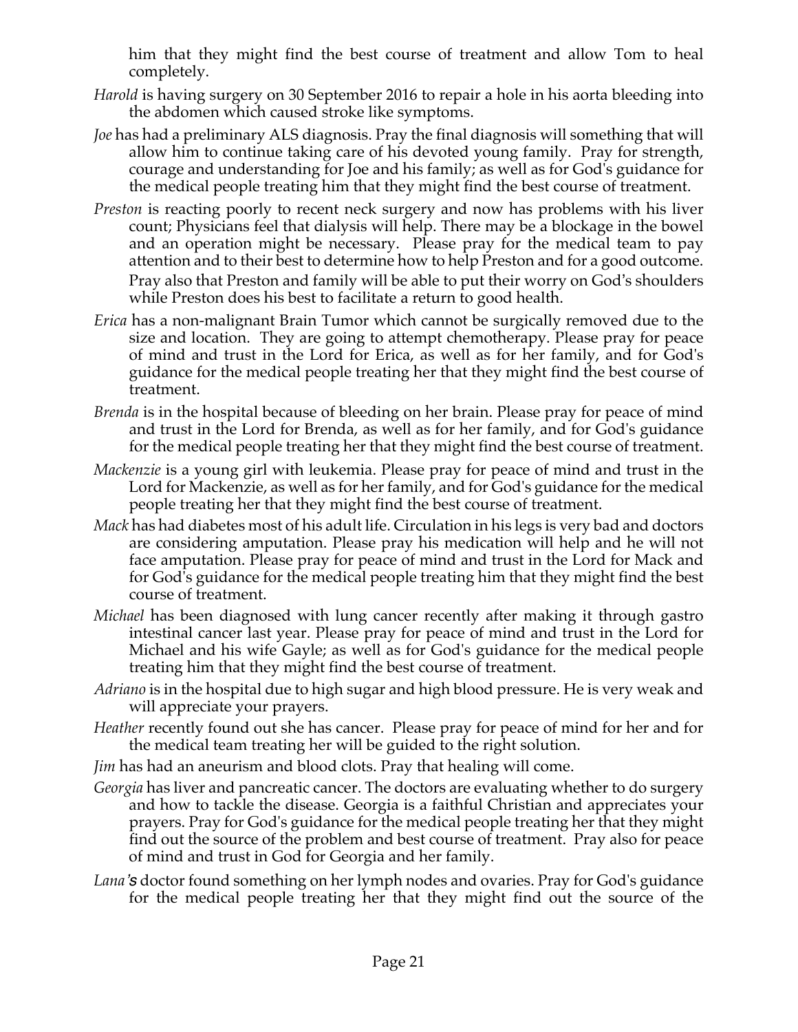him that they might find the best course of treatment and allow Tom to heal completely.

*Harold* is having surgery on 30 September 2016 to repair a hole in his aorta bleeding into the abdomen which caused stroke like symptoms.

*Joe* has had a preliminary ALS diagnosis. Pray the final diagnosis will something that will allow him to continue taking care of his devoted young family. Pray for strength, courage and understanding for Joe and his family; as well as for God's guidance for the medical people treating him that they might find the best course of treatment.

*Preston* is reacting poorly to recent neck surgery and now has problems with his liver count; Physicians feel that dialysis will help. There may be a blockage in the bowel and an operation might be necessary. Please pray for the medical team to pay attention and to their best to determine how to help Preston and for a good outcome. Pray also that Preston and family will be able to put their worry on God's shoulders while Preston does his best to facilitate a return to good health.

*Erica* has a non-malignant Brain Tumor which cannot be surgically removed due to the size and location. They are going to attempt chemotherapy. Please pray for peace of mind and trust in the Lord for Erica, as well as for her family, and for God's guidance for the medical people treating her that they might find the best course of treatment.

*Brenda* is in the hospital because of bleeding on her brain. Please pray for peace of mind and trust in the Lord for Brenda, as well as for her family, and for God's guidance for the medical people treating her that they might find the best course of treatment.

*Mackenzie* is a young girl with leukemia. Please pray for peace of mind and trust in the Lord for Mackenzie, as well as for her family, and for God's guidance for the medical people treating her that they might find the best course of treatment.

*Mack* has had diabetes most of his adult life. Circulation in his legs is very bad and doctors are considering amputation. Please pray his medication will help and he will not face amputation. Please pray for peace of mind and trust in the Lord for Mack and for God's guidance for the medical people treating him that they might find the best course of treatment.

*Michael* has been diagnosed with lung cancer recently after making it through gastro intestinal cancer last year. Please pray for peace of mind and trust in the Lord for Michael and his wife Gayle; as well as for God's guidance for the medical people treating him that they might find the best course of treatment.

*Adriano* is in the hospital due to high sugar and high blood pressure. He is very weak and will appreciate your prayers.

*Heather* recently found out she has cancer. Please pray for peace of mind for her and for the medical team treating her will be guided to the right solution.

*Jim* has had an aneurism and blood clots. Pray that healing will come.

*Georgia* has liver and pancreatic cancer. The doctors are evaluating whether to do surgery and how to tackle the disease. Georgia is a faithful Christian and appreciates your prayers. Pray for God's guidance for the medical people treating her that they might find out the source of the problem and best course of treatment. Pray also for peace of mind and trust in God for Georgia and her family.

*Lana's* doctor found something on her lymph nodes and ovaries. Pray for God's guidance for the medical people treating her that they might find out the source of the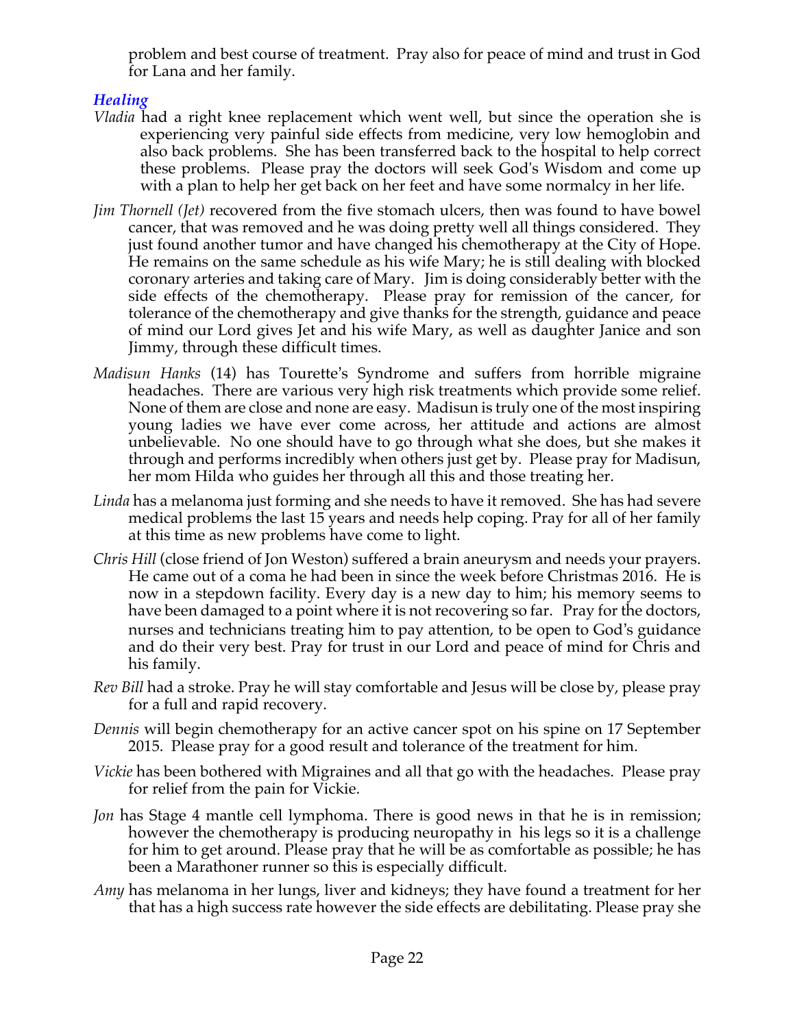problem and best course of treatment. Pray also for peace of mind and trust in God for Lana and her family.

### *Healing*

*Vladia* had a right knee replacement which went well, but since the operation she is experiencing very painful side effects from medicine, very low hemoglobin and also back problems. She has been transferred back to the hospital to help correct these problems. Please pray the doctors will seek God's Wisdom and come up with a plan to help her get back on her feet and have some normalcy in her life.

*Jim Thornell (Jet)* recovered from the five stomach ulcers, then was found to have bowel cancer, that was removed and he was doing pretty well all things considered. They just found another tumor and have changed his chemotherapy at the City of Hope. He remains on the same schedule as his wife Mary; he is still dealing with blocked coronary arteries and taking care of Mary. Jim is doing considerably better with the side effects of the chemotherapy. Please pray for remission of the cancer, for tolerance of the chemotherapy and give thanks for the strength, guidance and peace of mind our Lord gives Jet and his wife Mary, as well as daughter Janice and son Jimmy, through these difficult times.

*Madisun Hanks* (14) has Tourette's Syndrome and suffers from horrible migraine headaches. There are various very high risk treatments which provide some relief. None of them are close and none are easy. Madisun is truly one of the most inspiring young ladies we have ever come across, her attitude and actions are almost unbelievable. No one should have to go through what she does, but she makes it through and performs incredibly when others just get by. Please pray for Madisun, her mom Hilda who guides her through all this and those treating her.

*Linda* has a melanoma just forming and she needs to have it removed. She has had severe medical problems the last 15 years and needs help coping. Pray for all of her family at this time as new problems have come to light.

*Chris Hill* (close friend of Jon Weston) suffered a brain aneurysm and needs your prayers. He came out of a coma he had been in since the week before Christmas 2016. He is now in a stepdown facility. Every day is a new day to him; his memory seems to have been damaged to a point where it is not recovering so far. Pray for the doctors, nurses and technicians treating him to pay attention, to be open to God's guidance and do their very best. Pray for trust in our Lord and peace of mind for Chris and his family.

*Rev Bill* had a stroke. Pray he will stay comfortable and Jesus will be close by, please pray for a full and rapid recovery.

*Dennis* will begin chemotherapy for an active cancer spot on his spine on 17 September 2015. Please pray for a good result and tolerance of the treatment for him.

*Vickie* has been bothered with Migraines and all that go with the headaches. Please pray for relief from the pain for Vickie.

*Jon* has Stage 4 mantle cell lymphoma. There is good news in that he is in remission; however the chemotherapy is producing neuropathy in his legs so it is a challenge for him to get around. Please pray that he will be as comfortable as possible; he has been a Marathoner runner so this is especially difficult.

*Amy* has melanoma in her lungs, liver and kidneys; they have found a treatment for her that has a high success rate however the side effects are debilitating. Please pray she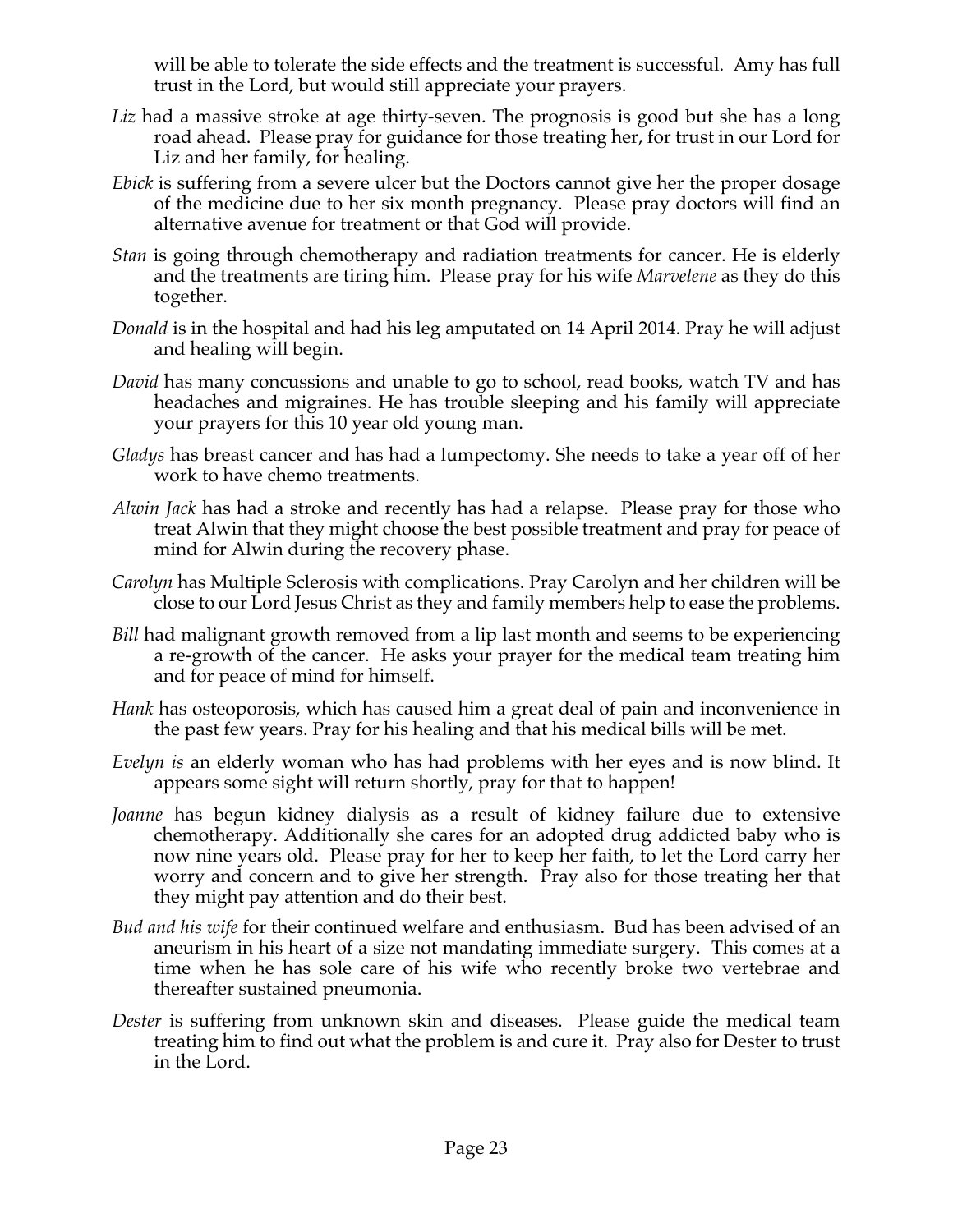will be able to tolerate the side effects and the treatment is successful. Amy has full trust in the Lord, but would still appreciate your prayers.

*Liz* had a massive stroke at age thirty-seven. The prognosis is good but she has a long road ahead. Please pray for guidance for those treating her, for trust in our Lord for Liz and her family, for healing.

*Ebick* is suffering from a severe ulcer but the Doctors cannot give her the proper dosage of the medicine due to her six month pregnancy. Please pray doctors will find an alternative avenue for treatment or that God will provide.

*Stan* is going through chemotherapy and radiation treatments for cancer. He is elderly and the treatments are tiring him. Please pray for his wife *Marvelene* as they do this together.

*Donald* is in the hospital and had his leg amputated on 14 April 2014. Pray he will adjust and healing will begin.

*David* has many concussions and unable to go to school, read books, watch TV and has headaches and migraines. He has trouble sleeping and his family will appreciate your prayers for this 10 year old young man.

*Gladys* has breast cancer and has had a lumpectomy. She needs to take a year off of her work to have chemo treatments.

*Alwin Jack* has had a stroke and recently has had a relapse. Please pray for those who treat Alwin that they might choose the best possible treatment and pray for peace of mind for Alwin during the recovery phase.

*Carolyn* has Multiple Sclerosis with complications. Pray Carolyn and her children will be close to our Lord Jesus Christ as they and family members help to ease the problems.

*Bill* had malignant growth removed from a lip last month and seems to be experiencing a re-growth of the cancer. He asks your prayer for the medical team treating him and for peace of mind for himself.

*Hank* has osteoporosis, which has caused him a great deal of pain and inconvenience in the past few years. Pray for his healing and that his medical bills will be met.

*Evelyn is* an elderly woman who has had problems with her eyes and is now blind. It appears some sight will return shortly, pray for that to happen!

*Joanne* has begun kidney dialysis as a result of kidney failure due to extensive chemotherapy. Additionally she cares for an adopted drug addicted baby who is now nine years old. Please pray for her to keep her faith, to let the Lord carry her worry and concern and to give her strength. Pray also for those treating her that they might pay attention and do their best.

*Bud and his wife* for their continued welfare and enthusiasm. Bud has been advised of an aneurism in his heart of a size not mandating immediate surgery. This comes at a time when he has sole care of his wife who recently broke two vertebrae and thereafter sustained pneumonia.

*Dester* is suffering from unknown skin and diseases. Please guide the medical team treating him to find out what the problem is and cure it. Pray also for Dester to trust in the Lord.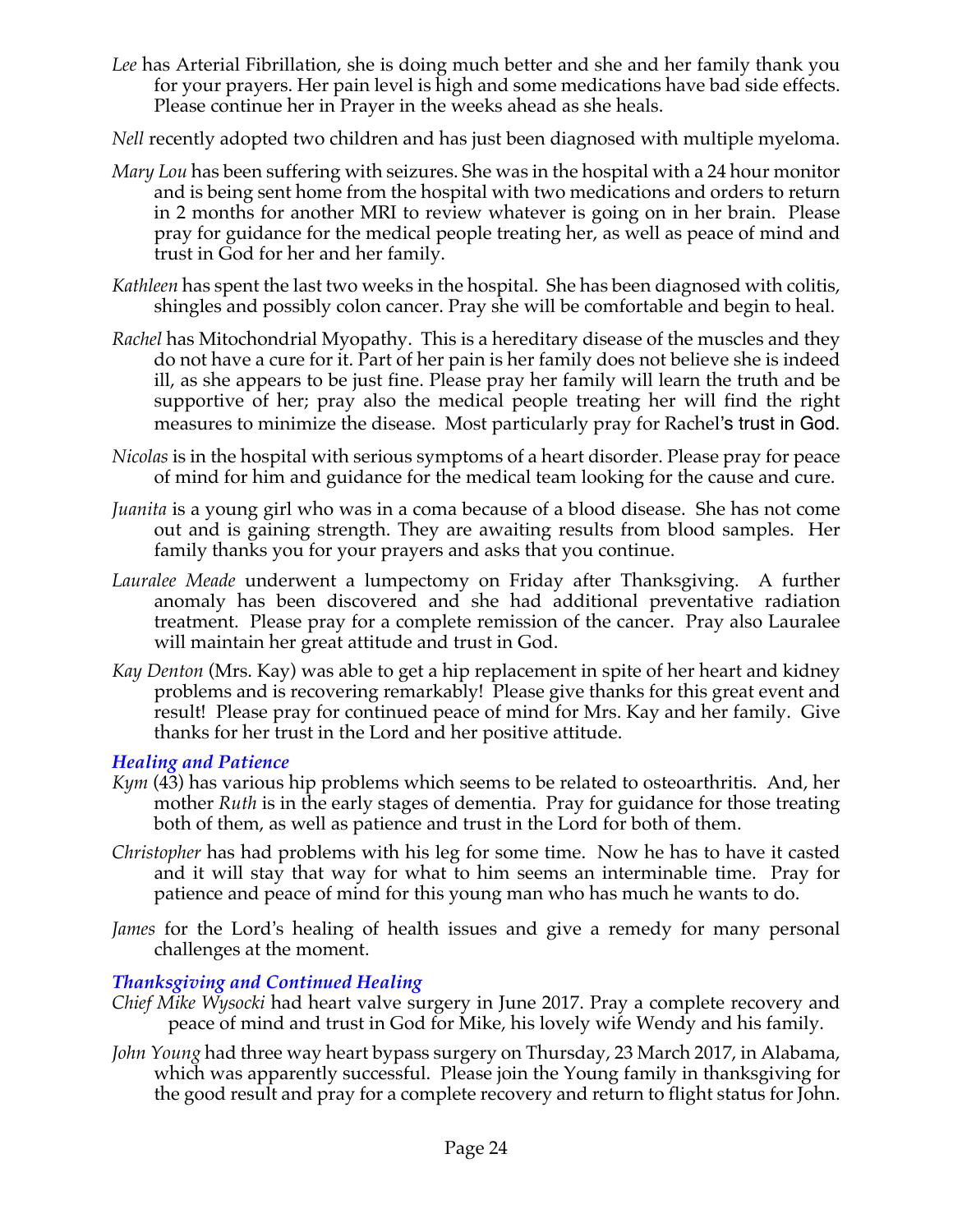*Lee* has Arterial Fibrillation, she is doing much better and she and her family thank you for your prayers. Her pain level is high and some medications have bad side effects. Please continue her in Prayer in the weeks ahead as she heals.

*Nell* recently adopted two children and has just been diagnosed with multiple myeloma.

*Mary Lou* has been suffering with seizures. She was in the hospital with a 24 hour monitor and is being sent home from the hospital with two medications and orders to return in 2 months for another MRI to review whatever is going on in her brain. Please pray for guidance for the medical people treating her, as well as peace of mind and trust in God for her and her family.

*Kathleen* has spent the last two weeks in the hospital. She has been diagnosed with colitis, shingles and possibly colon cancer. Pray she will be comfortable and begin to heal.

*Rachel* has Mitochondrial Myopathy. This is a hereditary disease of the muscles and they do not have a cure for it. Part of her pain is her family does not believe she is indeed ill, as she appears to be just fine. Please pray her family will learn the truth and be supportive of her; pray also the medical people treating her will find the right measures to minimize the disease. Most particularly pray for Rachel's trust in God.

*Nicolas* is in the hospital with serious symptoms of a heart disorder. Please pray for peace of mind for him and guidance for the medical team looking for the cause and cure.

*Juanita* is a young girl who was in a coma because of a blood disease. She has not come out and is gaining strength. They are awaiting results from blood samples. Her family thanks you for your prayers and asks that you continue.

*Lauralee Meade* underwent a lumpectomy on Friday after Thanksgiving. A further anomaly has been discovered and she had additional preventative radiation treatment. Please pray for a complete remission of the cancer. Pray also Lauralee will maintain her great attitude and trust in God.

*Kay Denton* (Mrs. Kay) was able to get a hip replacement in spite of her heart and kidney problems and is recovering remarkably! Please give thanks for this great event and result! Please pray for continued peace of mind for Mrs. Kay and her family. Give thanks for her trust in the Lord and her positive attitude.

### *Healing and Patience*

*Kym* (43) has various hip problems which seems to be related to osteoarthritis. And, her mother *Ruth* is in the early stages of dementia. Pray for guidance for those treating both of them, as well as patience and trust in the Lord for both of them.

*Christopher* has had problems with his leg for some time. Now he has to have it casted and it will stay that way for what to him seems an interminable time. Pray for patience and peace of mind for this young man who has much he wants to do.

*James* for the Lord's healing of health issues and give a remedy for many personal challenges at the moment.

### *Thanksgiving and Continued Healing*

*Chief Mike Wysocki* had heart valve surgery in June 2017. Pray a complete recovery and peace of mind and trust in God for Mike, his lovely wife Wendy and his family.

*John Young* had three way heart bypass surgery on Thursday, 23 March 2017, in Alabama, which was apparently successful. Please join the Young family in thanksgiving for the good result and pray for a complete recovery and return to flight status for John.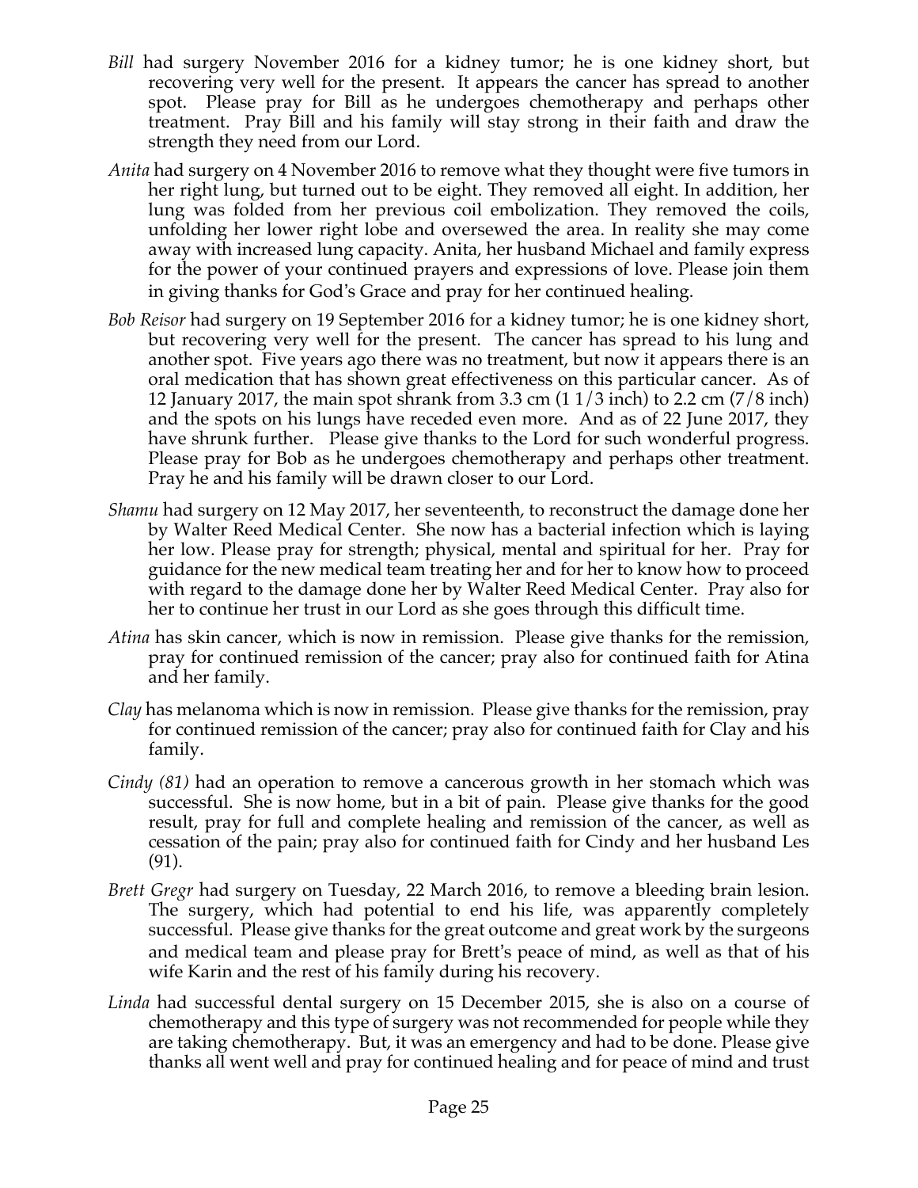*Bill* had surgery November 2016 for a kidney tumor; he is one kidney short, but recovering very well for the present. It appears the cancer has spread to another spot. Please pray for Bill as he undergoes chemotherapy and perhaps other treatment. Pray Bill and his family will stay strong in their faith and draw the strength they need from our Lord.

*Anita* had surgery on 4 November 2016 to remove what they thought were five tumors in her right lung, but turned out to be eight. They removed all eight. In addition, her lung was folded from her previous coil embolization. They removed the coils, unfolding her lower right lobe and oversewed the area. In reality she may come away with increased lung capacity. Anita, her husband Michael and family express for the power of your continued prayers and expressions of love. Please join them in giving thanks for God's Grace and pray for her continued healing.

*Bob Reisor* had surgery on 19 September 2016 for a kidney tumor; he is one kidney short, but recovering very well for the present. The cancer has spread to his lung and another spot. Five years ago there was no treatment, but now it appears there is an oral medication that has shown great effectiveness on this particular cancer. As of 12 January 2017, the main spot shrank from 3.3 cm (1 1/3 inch) to 2.2 cm (7/8 inch) and the spots on his lungs have receded even more. And as of 22 June 2017, they have shrunk further. Please give thanks to the Lord for such wonderful progress. Please pray for Bob as he undergoes chemotherapy and perhaps other treatment. Pray he and his family will be drawn closer to our Lord.

*Shamu* had surgery on 12 May 2017, her seventeenth, to reconstruct the damage done her by Walter Reed Medical Center. She now has a bacterial infection which is laying her low. Please pray for strength; physical, mental and spiritual for her. Pray for guidance for the new medical team treating her and for her to know how to proceed with regard to the damage done her by Walter Reed Medical Center. Pray also for her to continue her trust in our Lord as she goes through this difficult time.

*Atina* has skin cancer, which is now in remission. Please give thanks for the remission, pray for continued remission of the cancer; pray also for continued faith for Atina and her family.

*Clay* has melanoma which is now in remission. Please give thanks for the remission, pray for continued remission of the cancer; pray also for continued faith for Clay and his family.

*Cindy (81)* had an operation to remove a cancerous growth in her stomach which was successful. She is now home, but in a bit of pain. Please give thanks for the good result, pray for full and complete healing and remission of the cancer, as well as cessation of the pain; pray also for continued faith for Cindy and her husband Les (91).

*Brett Gregr* had surgery on Tuesday, 22 March 2016, to remove a bleeding brain lesion. The surgery, which had potential to end his life, was apparently completely successful. Please give thanks for the great outcome and great work by the surgeons and medical team and please pray for Brett's peace of mind, as well as that of his wife Karin and the rest of his family during his recovery.

*Linda* had successful dental surgery on 15 December 2015, she is also on a course of chemotherapy and this type of surgery was not recommended for people while they are taking chemotherapy. But, it was an emergency and had to be done. Please give thanks all went well and pray for continued healing and for peace of mind and trust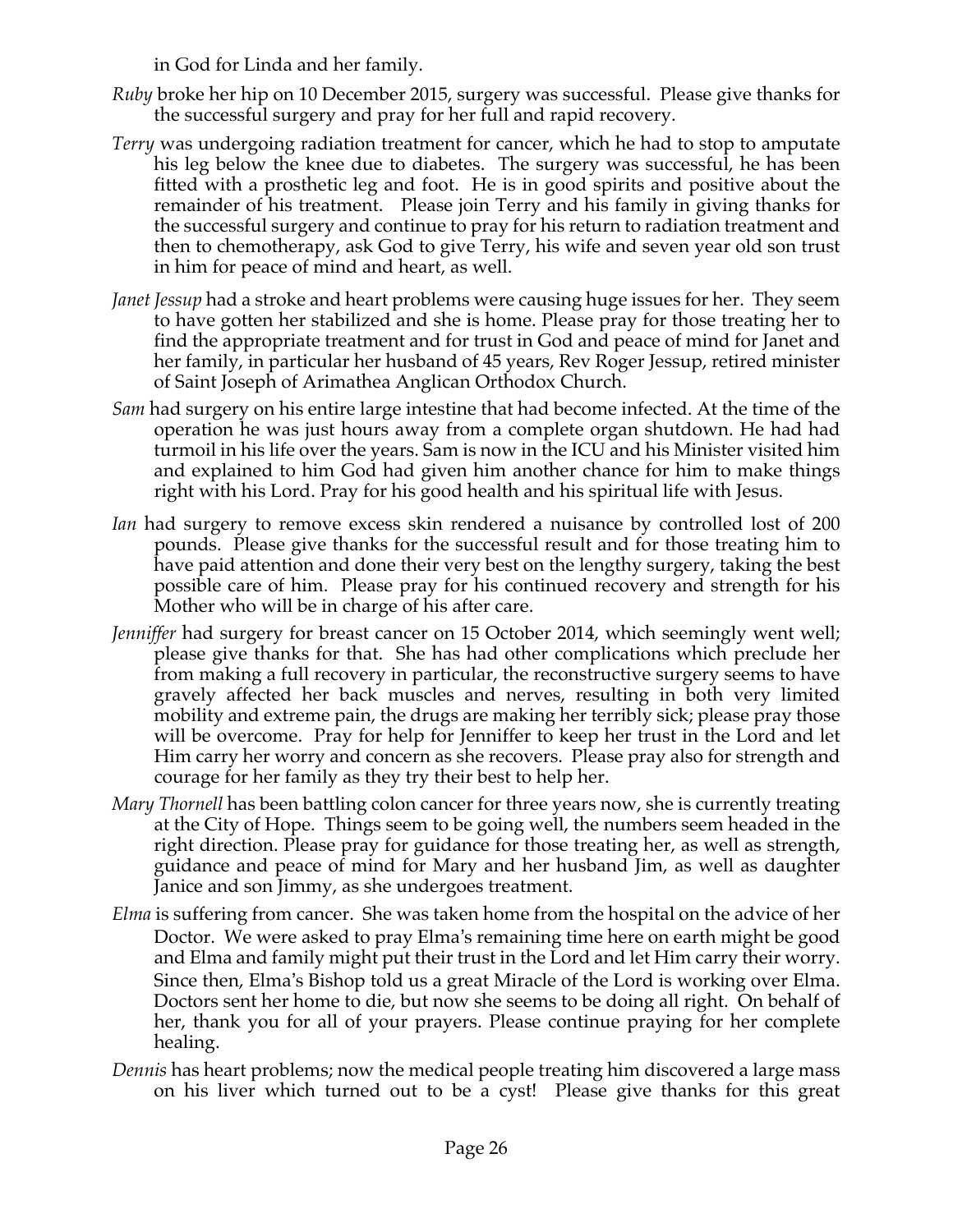in God for Linda and her family.

*Ruby* broke her hip on 10 December 2015, surgery was successful. Please give thanks for the successful surgery and pray for her full and rapid recovery.

*Terry* was undergoing radiation treatment for cancer, which he had to stop to amputate his leg below the knee due to diabetes. The surgery was successful, he has been fitted with a prosthetic leg and foot. He is in good spirits and positive about the remainder of his treatment. Please join Terry and his family in giving thanks for the successful surgery and continue to pray for his return to radiation treatment and then to chemotherapy, ask God to give Terry, his wife and seven year old son trust in him for peace of mind and heart, as well.

*Janet Jessup* had a stroke and heart problems were causing huge issues for her. They seem to have gotten her stabilized and she is home. Please pray for those treating her to find the appropriate treatment and for trust in God and peace of mind for Janet and her family, in particular her husband of 45 years, Rev Roger Jessup, retired minister of Saint Joseph of Arimathea Anglican Orthodox Church.

*Sam* had surgery on his entire large intestine that had become infected. At the time of the operation he was just hours away from a complete organ shutdown. He had had turmoil in his life over the years. Sam is now in the ICU and his Minister visited him and explained to him God had given him another chance for him to make things right with his Lord. Pray for his good health and his spiritual life with Jesus.

*Ian* had surgery to remove excess skin rendered a nuisance by controlled lost of 200 pounds. Please give thanks for the successful result and for those treating him to have paid attention and done their very best on the lengthy surgery, taking the best possible care of him. Please pray for his continued recovery and strength for his Mother who will be in charge of his after care.

*Jenniffer* had surgery for breast cancer on 15 October 2014, which seemingly went well; please give thanks for that. She has had other complications which preclude her from making a full recovery in particular, the reconstructive surgery seems to have gravely affected her back muscles and nerves, resulting in both very limited mobility and extreme pain, the drugs are making her terribly sick; please pray those will be overcome. Pray for help for Jenniffer to keep her trust in the Lord and let Him carry her worry and concern as she recovers. Please pray also for strength and courage for her family as they try their best to help her.

*Mary Thornell* has been battling colon cancer for three years now, she is currently treating at the City of Hope. Things seem to be going well, the numbers seem headed in the right direction. Please pray for guidance for those treating her, as well as strength, guidance and peace of mind for Mary and her husband Jim, as well as daughter Janice and son Jimmy, as she undergoes treatment.

*Elma* is suffering from cancer. She was taken home from the hospital on the advice of her Doctor. We were asked to pray Elma's remaining time here on earth might be good and Elma and family might put their trust in the Lord and let Him carry their worry. Since then, Elma's Bishop told us a great Miracle of the Lord is working over Elma. Doctors sent her home to die, but now she seems to be doing all right. On behalf of her, thank you for all of your prayers. Please continue praying for her complete healing.

*Dennis* has heart problems; now the medical people treating him discovered a large mass on his liver which turned out to be a cyst! Please give thanks for this great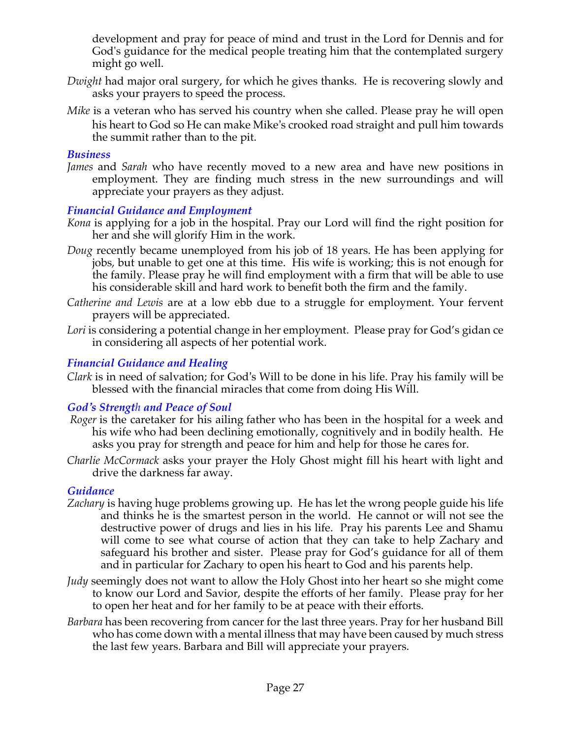development and pray for peace of mind and trust in the Lord for Dennis and for God's guidance for the medical people treating him that the contemplated surgery might go well.

*Dwight* had major oral surgery, for which he gives thanks. He is recovering slowly and asks your prayers to speed the process.

*Mike* is a veteran who has served his country when she called. Please pray he will open his heart to God so He can make Mike's crooked road straight and pull him towards the summit rather than to the pit.

### *Business*

*James* and *Sarah* who have recently moved to a new area and have new positions in employment. They are finding much stress in the new surroundings and will appreciate your prayers as they adjust.

### *Financial Guidance and Employment*

*Kona* is applying for a job in the hospital. Pray our Lord will find the right position for her and she will glorify Him in the work.

*Doug* recently became unemployed from his job of 18 years. He has been applying for jobs, but unable to get one at this time. His wife is working; this is not enough for the family. Please pray he will find employment with a firm that will be able to use his considerable skill and hard work to benefit both the firm and the family.

*Catherine and Lewis* are at a low ebb due to a struggle for employment. Your fervent prayers will be appreciated.

*Lori* is considering a potential change in her employment. Please pray for God's gidan ce in considering all aspects of her potential work.

### *Financial Guidance and Healing*

*Clark* is in need of salvation; for God's Will to be done in his life. Pray his family will be blessed with the financial miracles that come from doing His Will.

### *God's Strength and Peace of Soul*

*Roger* is the caretaker for his ailing father who has been in the hospital for a week and his wife who had been declining emotionally, cognitively and in bodily health. He asks you pray for strength and peace for him and help for those he cares for.

*Charlie McCormack* asks your prayer the Holy Ghost might fill his heart with light and drive the darkness far away.

### *Guidance*

*Zachary* is having huge problems growing up. He has let the wrong people guide his life and thinks he is the smartest person in the world. He cannot or will not see the destructive power of drugs and lies in his life. Pray his parents Lee and Shamu will come to see what course of action that they can take to help Zachary and safeguard his brother and sister. Please pray for God's guidance for all of them and in particular for Zachary to open his heart to God and his parents help.

*Judy* seemingly does not want to allow the Holy Ghost into her heart so she might come to know our Lord and Savior, despite the efforts of her family. Please pray for her to open her heat and for her family to be at peace with their efforts.

*Barbara* has been recovering from cancer for the last three years. Pray for her husband Bill who has come down with a mental illness that may have been caused by much stress the last few years. Barbara and Bill will appreciate your prayers.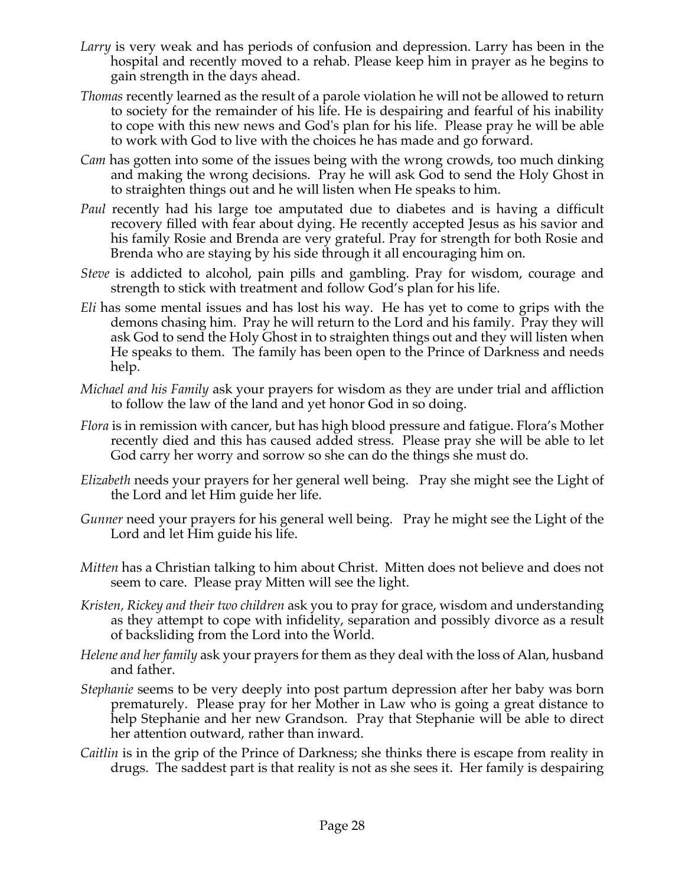*Larry* is very weak and has periods of confusion and depression. Larry has been in the hospital and recently moved to a rehab. Please keep him in prayer as he begins to gain strength in the days ahead.

*Thomas* recently learned as the result of a parole violation he will not be allowed to return to society for the remainder of his life. He is despairing and fearful of his inability to cope with this new news and God's plan for his life. Please pray he will be able to work with God to live with the choices he has made and go forward.

*Cam* has gotten into some of the issues being with the wrong crowds, too much dinking and making the wrong decisions. Pray he will ask God to send the Holy Ghost in to straighten things out and he will listen when He speaks to him.

*Paul* recently had his large toe amputated due to diabetes and is having a difficult recovery filled with fear about dying. He recently accepted Jesus as his savior and his family Rosie and Brenda are very grateful. Pray for strength for both Rosie and Brenda who are staying by his side through it all encouraging him on.

*Steve* is addicted to alcohol, pain pills and gambling. Pray for wisdom, courage and strength to stick with treatment and follow God's plan for his life.

*Eli* has some mental issues and has lost his way. He has yet to come to grips with the demons chasing him. Pray he will return to the Lord and his family. Pray they will ask God to send the Holy Ghost in to straighten things out and they will listen when He speaks to them. The family has been open to the Prince of Darkness and needs help.

*Michael and his Family* ask your prayers for wisdom as they are under trial and affliction to follow the law of the land and yet honor God in so doing.

*Flora* is in remission with cancer, but has high blood pressure and fatigue. Flora's Mother recently died and this has caused added stress. Please pray she will be able to let God carry her worry and sorrow so she can do the things she must do.

*Elizabeth* needs your prayers for her general well being. Pray she might see the Light of the Lord and let Him guide her life.

*Gunner* need your prayers for his general well being. Pray he might see the Light of the Lord and let Him guide his life.

*Mitten* has a Christian talking to him about Christ. Mitten does not believe and does not seem to care. Please pray Mitten will see the light.

*Kristen, Rickey and their two children* ask you to pray for grace, wisdom and understanding as they attempt to cope with infidelity, separation and possibly divorce as a result of backsliding from the Lord into the World.

*Helene and her family* ask your prayers for them as they deal with the loss of Alan, husband and father.

*Stephanie* seems to be very deeply into post partum depression after her baby was born prematurely. Please pray for her Mother in Law who is going a great distance to help Stephanie and her new Grandson. Pray that Stephanie will be able to direct her attention outward, rather than inward.

*Caitlin* is in the grip of the Prince of Darkness; she thinks there is escape from reality in drugs. The saddest part is that reality is not as she sees it. Her family is despairing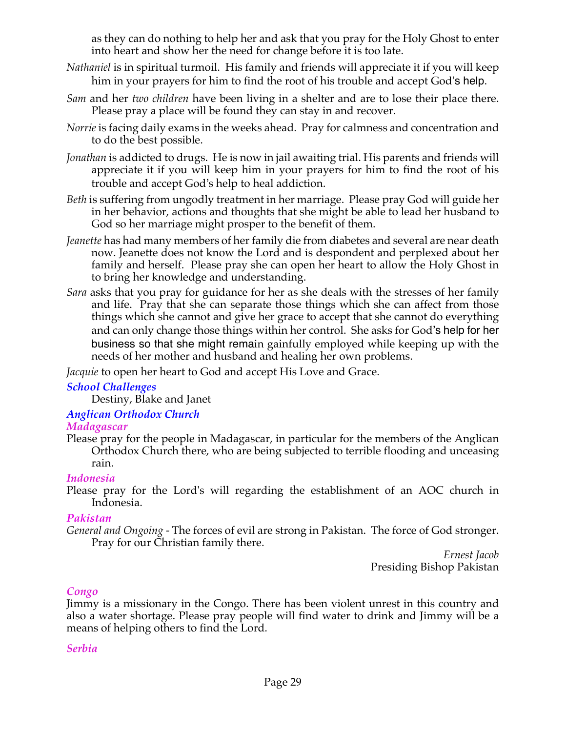as they can do nothing to help her and ask that you pray for the Holy Ghost to enter into heart and show her the need for change before it is too late.

*Nathaniel* is in spiritual turmoil. His family and friends will appreciate it if you will keep him in your prayers for him to find the root of his trouble and accept God's help.

*Sam* and her *two children* have been living in a shelter and are to lose their place there. Please pray a place will be found they can stay in and recover.

*Norrie* is facing daily exams in the weeks ahead. Pray for calmness and concentration and to do the best possible.

*Jonathan* is addicted to drugs. He is now in jail awaiting trial. His parents and friends will appreciate it if you will keep him in your prayers for him to find the root of his trouble and accept God's help to heal addiction.

*Beth* is suffering from ungodly treatment in her marriage. Please pray God will guide her in her behavior, actions and thoughts that she might be able to lead her husband to God so her marriage might prosper to the benefit of them.

*Jeanette* has had many members of her family die from diabetes and several are near death now. Jeanette does not know the Lord and is despondent and perplexed about her family and herself. Please pray she can open her heart to allow the Holy Ghost in to bring her knowledge and understanding.

*Sara* asks that you pray for guidance for her as she deals with the stresses of her family and life. Pray that she can separate those things which she can affect from those things which she cannot and give her grace to accept that she cannot do everything and can only change those things within her control. She asks for God's help for her business so that she might remain gainfully employed while keeping up with the needs of her mother and husband and healing her own problems.

*Jacquie* to open her heart to God and accept His Love and Grace.

### *School Challenges*

Destiny, Blake and Janet

### *Anglican Orthodox Church*

#### *Madagascar*

Please pray for the people in Madagascar, in particular for the members of the Anglican Orthodox Church there, who are being subjected to terrible flooding and unceasing rain.

#### *Indonesia*

Please pray for the Lord's will regarding the establishment of an AOC church in Indonesia.

#### *Pakistan*

*General and Ongoing* - The forces of evil are strong in Pakistan. The force of God stronger. Pray for our Christian family there.

*Ernest Jacob*
Presiding Bishop Pakistan

#### *Congo*

Jimmy is a missionary in the Congo. There has been violent unrest in this country and also a water shortage. Please pray people will find water to drink and Jimmy will be a means of helping others to find the Lord.

#### *Serbia*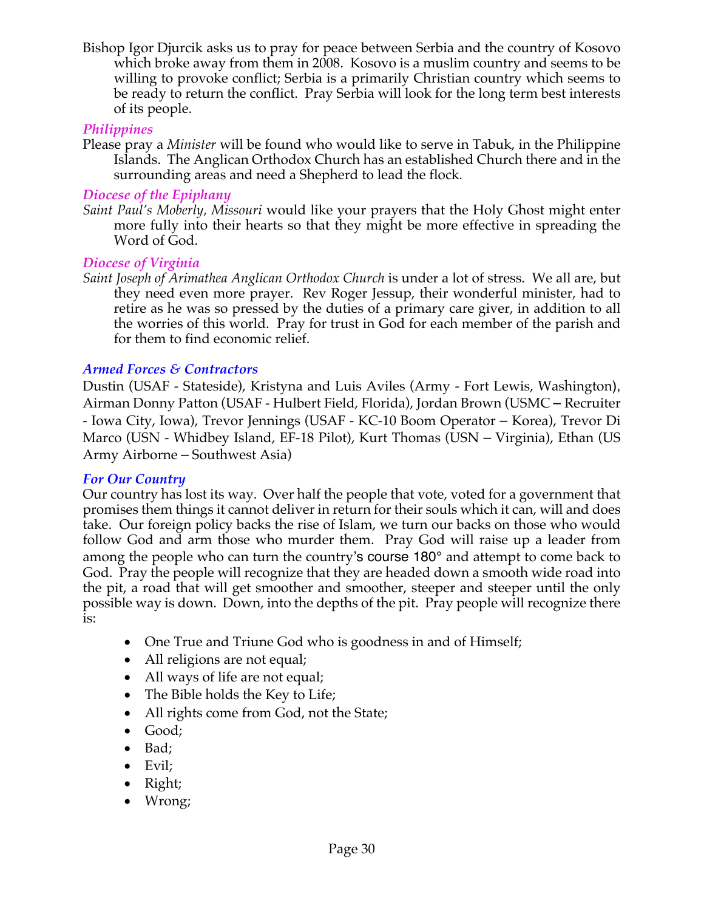Bishop Igor Djurcik asks us to pray for peace between Serbia and the country of Kosovo which broke away from them in 2008. Kosovo is a muslim country and seems to be willing to provoke conflict; Serbia is a primarily Christian country which seems to be ready to return the conflict. Pray Serbia will look for the long term best interests of its people.

### *Philippines*

Please pray a *Minister* will be found who would like to serve in Tabuk, in the Philippine Islands. The Anglican Orthodox Church has an established Church there and in the surrounding areas and need a Shepherd to lead the flock.

### *Diocese of the Epiphany*

*Saint Paul's Moberly, Missouri* would like your prayers that the Holy Ghost might enter more fully into their hearts so that they might be more effective in spreading the Word of God.

### *Diocese of Virginia*

*Saint Joseph of Arimathea Anglican Orthodox Church* is under a lot of stress. We all are, but they need even more prayer. Rev Roger Jessup, their wonderful minister, had to retire as he was so pressed by the duties of a primary care giver, in addition to all the worries of this world. Pray for trust in God for each member of the parish and for them to find economic relief.

### *Armed Forces & Contractors*

Dustin (USAF - Stateside), Kristyna and Luis Aviles (Army - Fort Lewis, Washington), Airman Donny Patton (USAF - Hulbert Field, Florida), Jordan Brown (USMC – Recruiter - Iowa City, Iowa), Trevor Jennings (USAF - KC-10 Boom Operator – Korea), Trevor Di Marco (USN - Whidbey Island, EF-18 Pilot), Kurt Thomas (USN – Virginia), Ethan (US Army Airborne – Southwest Asia)

### *For Our Country*

Our country has lost its way. Over half the people that vote, voted for a government that promises them things it cannot deliver in return for their souls which it can, will and does take. Our foreign policy backs the rise of Islam, we turn our backs on those who would follow God and arm those who murder them. Pray God will raise up a leader from among the people who can turn the country's course 180° and attempt to come back to God. Pray the people will recognize that they are headed down a smooth wide road into the pit, a road that will get smoother and smoother, steeper and steeper until the only possible way is down. Down, into the depths of the pit. Pray people will recognize there is:

- One True and Triune God who is goodness in and of Himself;
- All religions are not equal;
- All ways of life are not equal;
- The Bible holds the Key to Life;
- All rights come from God, not the State;
- Good;
- Bad;
- Evil;
- Right;
- Wrong;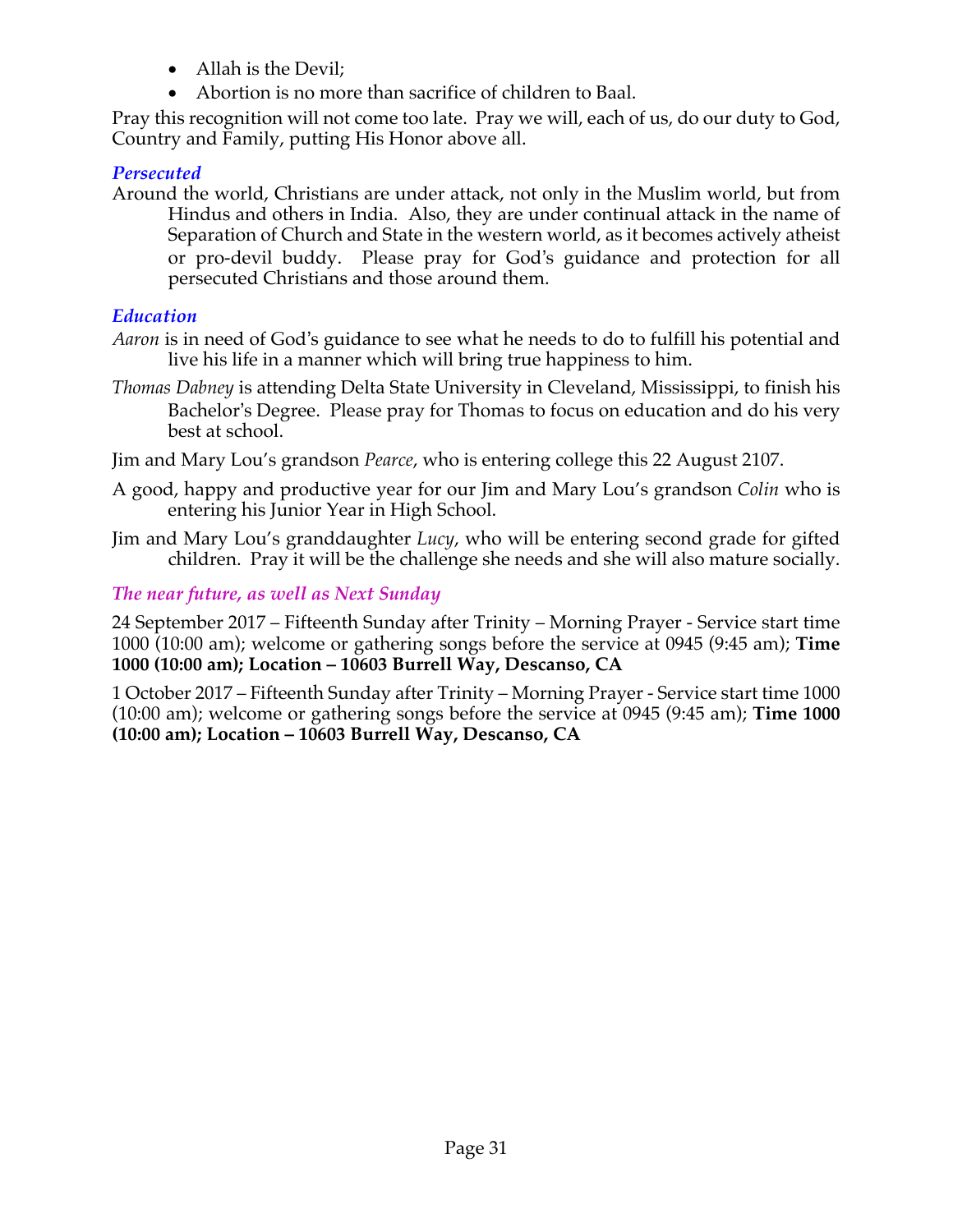- Allah is the Devil;
- Abortion is no more than sacrifice of children to Baal.

Pray this recognition will not come too late. Pray we will, each of us, do our duty to God, Country and Family, putting His Honor above all.

### *Persecuted*

Around the world, Christians are under attack, not only in the Muslim world, but from Hindus and others in India. Also, they are under continual attack in the name of Separation of Church and State in the western world, as it becomes actively atheist or pro-devil buddy. Please pray for God's guidance and protection for all persecuted Christians and those around them.

### *Education*

*Aaron* is in need of God's guidance to see what he needs to do to fulfill his potential and live his life in a manner which will bring true happiness to him.

*Thomas Dabney* is attending Delta State University in Cleveland, Mississippi, to finish his Bachelor's Degree. Please pray for Thomas to focus on education and do his very best at school.

Jim and Mary Lou's grandson *Pearce*, who is entering college this 22 August 2107.

A good, happy and productive year for our Jim and Mary Lou's grandson *Colin* who is entering his Junior Year in High School.

Jim and Mary Lou's granddaughter *Lucy*, who will be entering second grade for gifted children. Pray it will be the challenge she needs and she will also mature socially.

### *The near future, as well as Next Sunday*

24 September 2017 – Fifteenth Sunday after Trinity – Morning Prayer - Service start time 1000 (10:00 am); welcome or gathering songs before the service at 0945 (9:45 am); **Time 1000 (10:00 am); Location – 10603 Burrell Way, Descanso, CA**

1 October 2017 – Fifteenth Sunday after Trinity – Morning Prayer - Service start time 1000 (10:00 am); welcome or gathering songs before the service at 0945 (9:45 am); **Time 1000 (10:00 am); Location – 10603 Burrell Way, Descanso, CA**